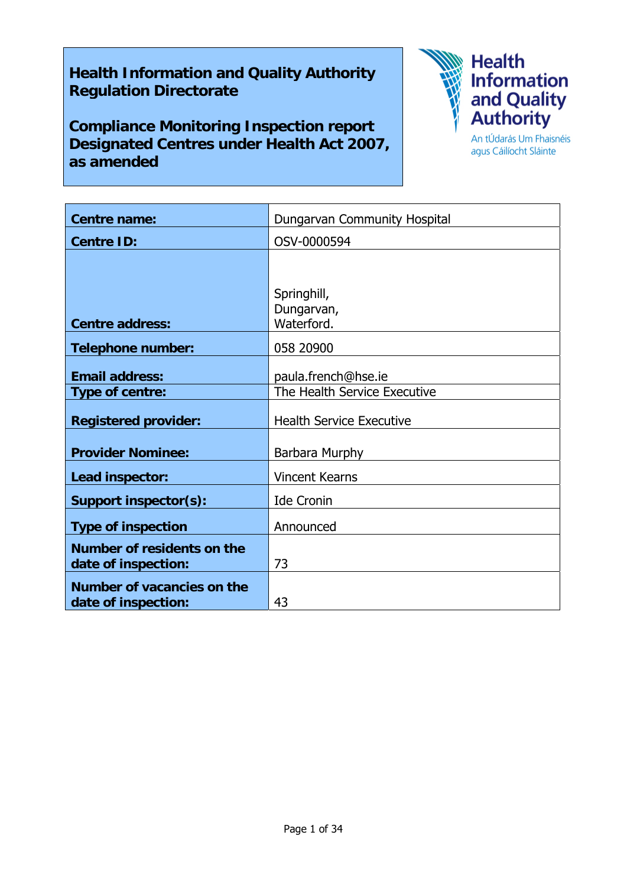**Health Information and Quality Authority Regulation Directorate**

**Compliance Monitoring Inspection report Designated Centres under Health Act 2007, as amended**

Health Information and Quality Authority
An tÚdarás Um Fhaisnéis agus Cáilíocht Sláinte

| | |
|---|---|
| **Centre name:** | Dungarvan Community Hospital |
| **Centre ID:** | OSV-0000594 |
| **Centre address:** | Springhill,<br>Dungarvan,<br>Waterford. |
| **Telephone number:** | 058 20900 |
| **Email address:** | paula.french@hse.ie |
| **Type of centre:** | The Health Service Executive |
| **Registered provider:** | Health Service Executive |
| **Provider Nominee:** | Barbara Murphy |
| **Lead inspector:** | Vincent Kearns |
| **Support inspector(s):** | Ide Cronin |
| **Type of inspection** | Announced |
| **Number of residents on the date of inspection:** | 73 |
| **Number of vacancies on the date of inspection:** | 43 |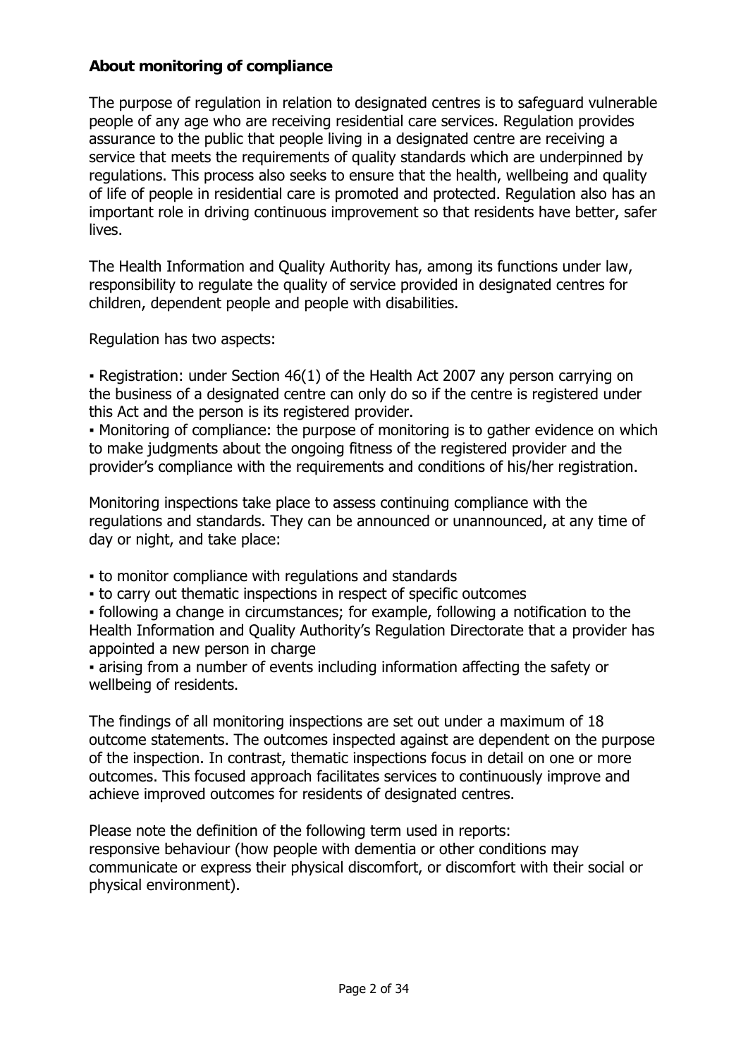**About monitoring of compliance**

The purpose of regulation in relation to designated centres is to safeguard vulnerable people of any age who are receiving residential care services. Regulation provides assurance to the public that people living in a designated centre are receiving a service that meets the requirements of quality standards which are underpinned by regulations. This process also seeks to ensure that the health, wellbeing and quality of life of people in residential care is promoted and protected. Regulation also has an important role in driving continuous improvement so that residents have better, safer lives.

The Health Information and Quality Authority has, among its functions under law, responsibility to regulate the quality of service provided in designated centres for children, dependent people and people with disabilities.

Regulation has two aspects:

- Registration: under Section 46(1) of the Health Act 2007 any person carrying on the business of a designated centre can only do so if the centre is registered under this Act and the person is its registered provider.
- Monitoring of compliance: the purpose of monitoring is to gather evidence on which to make judgments about the ongoing fitness of the registered provider and the provider's compliance with the requirements and conditions of his/her registration.

Monitoring inspections take place to assess continuing compliance with the regulations and standards. They can be announced or unannounced, at any time of day or night, and take place:

- to monitor compliance with regulations and standards
- to carry out thematic inspections in respect of specific outcomes
- following a change in circumstances; for example, following a notification to the Health Information and Quality Authority's Regulation Directorate that a provider has appointed a new person in charge
- arising from a number of events including information affecting the safety or wellbeing of residents.

The findings of all monitoring inspections are set out under a maximum of 18 outcome statements. The outcomes inspected against are dependent on the purpose of the inspection. In contrast, thematic inspections focus in detail on one or more outcomes. This focused approach facilitates services to continuously improve and achieve improved outcomes for residents of designated centres.

Please note the definition of the following term used in reports: responsive behaviour (how people with dementia or other conditions may communicate or express their physical discomfort, or discomfort with their social or physical environment).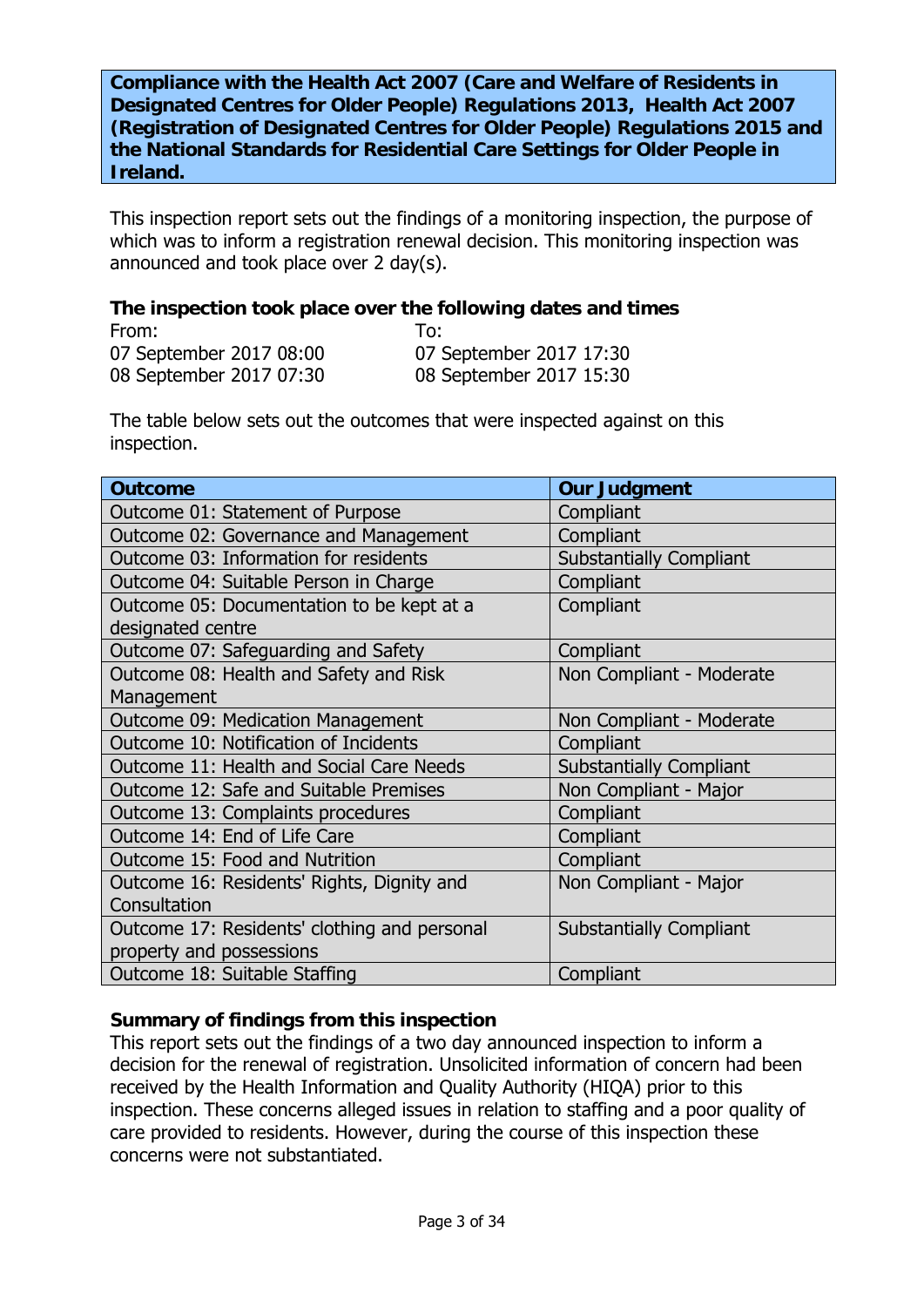**Compliance with the Health Act 2007 (Care and Welfare of Residents in Designated Centres for Older People) Regulations 2013, Health Act 2007 (Registration of Designated Centres for Older People) Regulations 2015 and the National Standards for Residential Care Settings for Older People in Ireland.**

This inspection report sets out the findings of a monitoring inspection, the purpose of which was to inform a registration renewal decision. This monitoring inspection was announced and took place over 2 day(s).

### The inspection took place over the following dates and times

| From: | To: |
|---|---|
| 07 September 2017 08:00 | 07 September 2017 17:30 |
| 08 September 2017 07:30 | 08 September 2017 15:30 |

The table below sets out the outcomes that were inspected against on this inspection.

| Outcome | Our Judgment |
|---|---|
| Outcome 01: Statement of Purpose | Compliant |
| Outcome 02: Governance and Management | Compliant |
| Outcome 03: Information for residents | Substantially Compliant |
| Outcome 04: Suitable Person in Charge | Compliant |
| Outcome 05: Documentation to be kept at a designated centre | Compliant |
| Outcome 07: Safeguarding and Safety | Compliant |
| Outcome 08: Health and Safety and Risk Management | Non Compliant - Moderate |
| Outcome 09: Medication Management | Non Compliant - Moderate |
| Outcome 10: Notification of Incidents | Compliant |
| Outcome 11: Health and Social Care Needs | Substantially Compliant |
| Outcome 12: Safe and Suitable Premises | Non Compliant - Major |
| Outcome 13: Complaints procedures | Compliant |
| Outcome 14: End of Life Care | Compliant |
| Outcome 15: Food and Nutrition | Compliant |
| Outcome 16: Residents' Rights, Dignity and Consultation | Non Compliant - Major |
| Outcome 17: Residents' clothing and personal property and possessions | Substantially Compliant |
| Outcome 18: Suitable Staffing | Compliant |

### Summary of findings from this inspection

This report sets out the findings of a two day announced inspection to inform a decision for the renewal of registration. Unsolicited information of concern had been received by the Health Information and Quality Authority (HIQA) prior to this inspection. These concerns alleged issues in relation to staffing and a poor quality of care provided to residents. However, during the course of this inspection these concerns were not substantiated.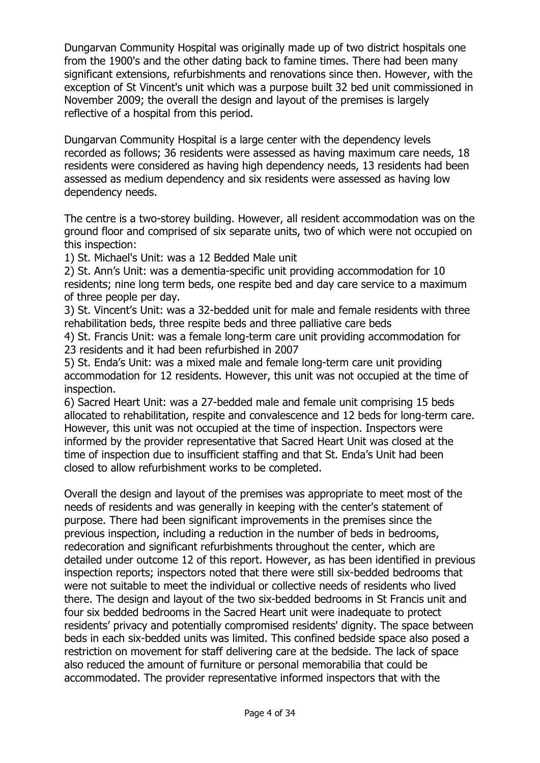Dungarvan Community Hospital was originally made up of two district hospitals one from the 1900's and the other dating back to famine times. There had been many significant extensions, refurbishments and renovations since then. However, with the exception of St Vincent's unit which was a purpose built 32 bed unit commissioned in November 2009; the overall the design and layout of the premises is largely reflective of a hospital from this period.

Dungarvan Community Hospital is a large center with the dependency levels recorded as follows; 36 residents were assessed as having maximum care needs, 18 residents were considered as having high dependency needs, 13 residents had been assessed as medium dependency and six residents were assessed as having low dependency needs.

The centre is a two-storey building. However, all resident accommodation was on the ground floor and comprised of six separate units, two of which were not occupied on this inspection:

1) St. Michael's Unit: was a 12 Bedded Male unit
2) St. Ann's Unit: was a dementia-specific unit providing accommodation for 10 residents; nine long term beds, one respite bed and day care service to a maximum of three people per day.
3) St. Vincent's Unit: was a 32-bedded unit for male and female residents with three rehabilitation beds, three respite beds and three palliative care beds
4) St. Francis Unit: was a female long-term care unit providing accommodation for 23 residents and it had been refurbished in 2007
5) St. Enda's Unit: was a mixed male and female long-term care unit providing accommodation for 12 residents. However, this unit was not occupied at the time of inspection.
6) Sacred Heart Unit: was a 27-bedded male and female unit comprising 15 beds allocated to rehabilitation, respite and convalescence and 12 beds for long-term care. However, this unit was not occupied at the time of inspection. Inspectors were informed by the provider representative that Sacred Heart Unit was closed at the time of inspection due to insufficient staffing and that St. Enda's Unit had been closed to allow refurbishment works to be completed.

Overall the design and layout of the premises was appropriate to meet most of the needs of residents and was generally in keeping with the center's statement of purpose. There had been significant improvements in the premises since the previous inspection, including a reduction in the number of beds in bedrooms, redecoration and significant refurbishments throughout the center, which are detailed under outcome 12 of this report. However, as has been identified in previous inspection reports; inspectors noted that there were still six-bedded bedrooms that were not suitable to meet the individual or collective needs of residents who lived there. The design and layout of the two six-bedded bedrooms in St Francis unit and four six bedded bedrooms in the Sacred Heart unit were inadequate to protect residents' privacy and potentially compromised residents' dignity. The space between beds in each six-bedded units was limited. This confined bedside space also posed a restriction on movement for staff delivering care at the bedside. The lack of space also reduced the amount of furniture or personal memorabilia that could be accommodated. The provider representative informed inspectors that with the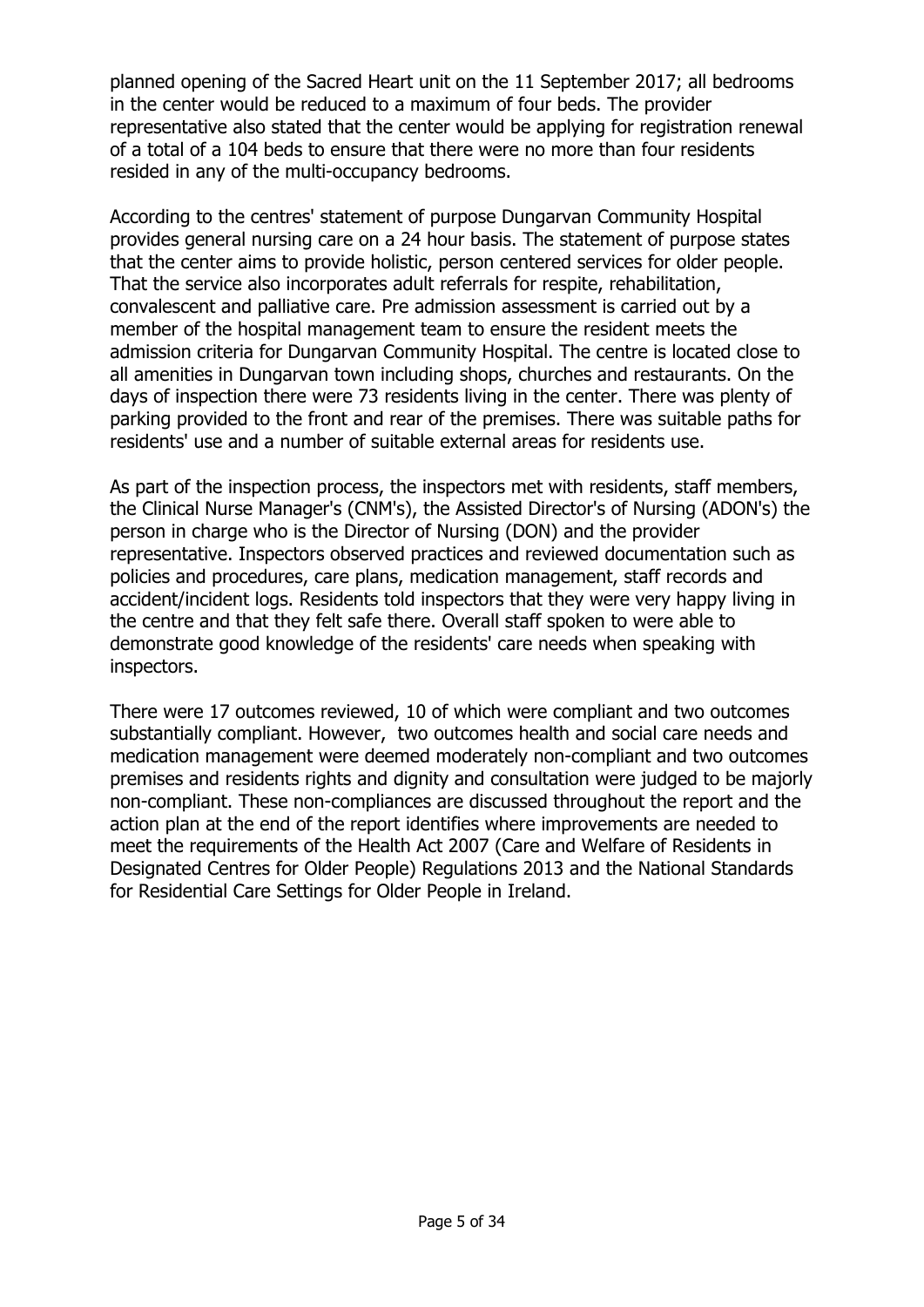planned opening of the Sacred Heart unit on the 11 September 2017; all bedrooms in the center would be reduced to a maximum of four beds. The provider representative also stated that the center would be applying for registration renewal of a total of a 104 beds to ensure that there were no more than four residents resided in any of the multi-occupancy bedrooms.

According to the centres' statement of purpose Dungarvan Community Hospital provides general nursing care on a 24 hour basis. The statement of purpose states that the center aims to provide holistic, person centered services for older people. That the service also incorporates adult referrals for respite, rehabilitation, convalescent and palliative care. Pre admission assessment is carried out by a member of the hospital management team to ensure the resident meets the admission criteria for Dungarvan Community Hospital. The centre is located close to all amenities in Dungarvan town including shops, churches and restaurants. On the days of inspection there were 73 residents living in the center. There was plenty of parking provided to the front and rear of the premises. There was suitable paths for residents' use and a number of suitable external areas for residents use.

As part of the inspection process, the inspectors met with residents, staff members, the Clinical Nurse Manager's (CNM's), the Assisted Director's of Nursing (ADON's) the person in charge who is the Director of Nursing (DON) and the provider representative. Inspectors observed practices and reviewed documentation such as policies and procedures, care plans, medication management, staff records and accident/incident logs. Residents told inspectors that they were very happy living in the centre and that they felt safe there. Overall staff spoken to were able to demonstrate good knowledge of the residents' care needs when speaking with inspectors.

There were 17 outcomes reviewed, 10 of which were compliant and two outcomes substantially compliant. However, two outcomes health and social care needs and medication management were deemed moderately non-compliant and two outcomes premises and residents rights and dignity and consultation were judged to be majorly non-compliant. These non-compliances are discussed throughout the report and the action plan at the end of the report identifies where improvements are needed to meet the requirements of the Health Act 2007 (Care and Welfare of Residents in Designated Centres for Older People) Regulations 2013 and the National Standards for Residential Care Settings for Older People in Ireland.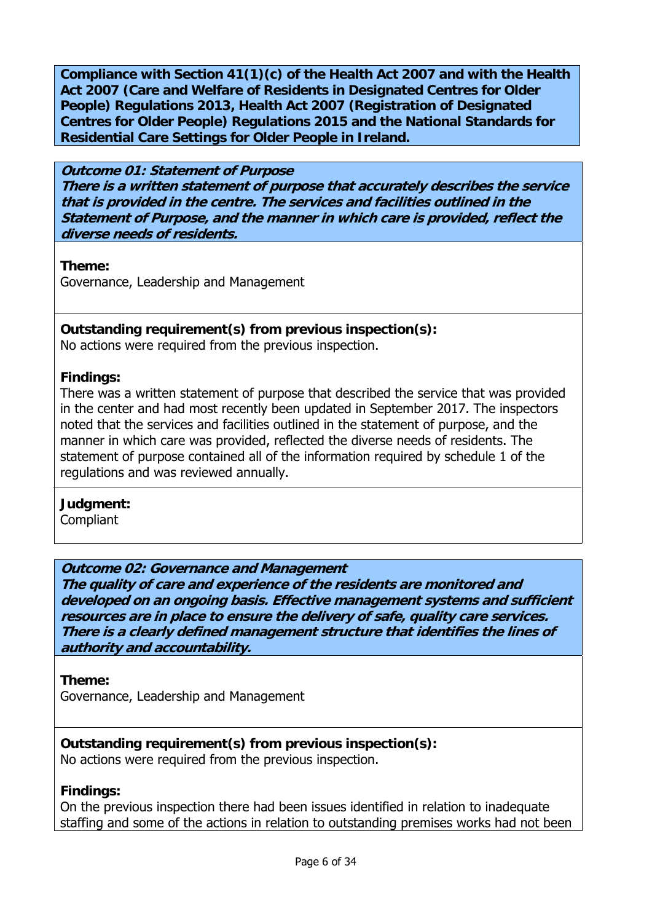**Compliance with Section 41(1)(c) of the Health Act 2007 and with the Health Act 2007 (Care and Welfare of Residents in Designated Centres for Older People) Regulations 2013, Health Act 2007 (Registration of Designated Centres for Older People) Regulations 2015 and the National Standards for Residential Care Settings for Older People in Ireland.**

***Outcome 01: Statement of Purpose***
***There is a written statement of purpose that accurately describes the service that is provided in the centre. The services and facilities outlined in the Statement of Purpose, and the manner in which care is provided, reflect the diverse needs of residents.***

**Theme:**
Governance, Leadership and Management

**Outstanding requirement(s) from previous inspection(s):**
No actions were required from the previous inspection.

**Findings:**
There was a written statement of purpose that described the service that was provided in the center and had most recently been updated in September 2017. The inspectors noted that the services and facilities outlined in the statement of purpose, and the manner in which care was provided, reflected the diverse needs of residents. The statement of purpose contained all of the information required by schedule 1 of the regulations and was reviewed annually.

**Judgment:**
Compliant

***Outcome 02: Governance and Management***
***The quality of care and experience of the residents are monitored and developed on an ongoing basis. Effective management systems and sufficient resources are in place to ensure the delivery of safe, quality care services. There is a clearly defined management structure that identifies the lines of authority and accountability.***

**Theme:**
Governance, Leadership and Management

**Outstanding requirement(s) from previous inspection(s):**
No actions were required from the previous inspection.

**Findings:**
On the previous inspection there had been issues identified in relation to inadequate staffing and some of the actions in relation to outstanding premises works had not been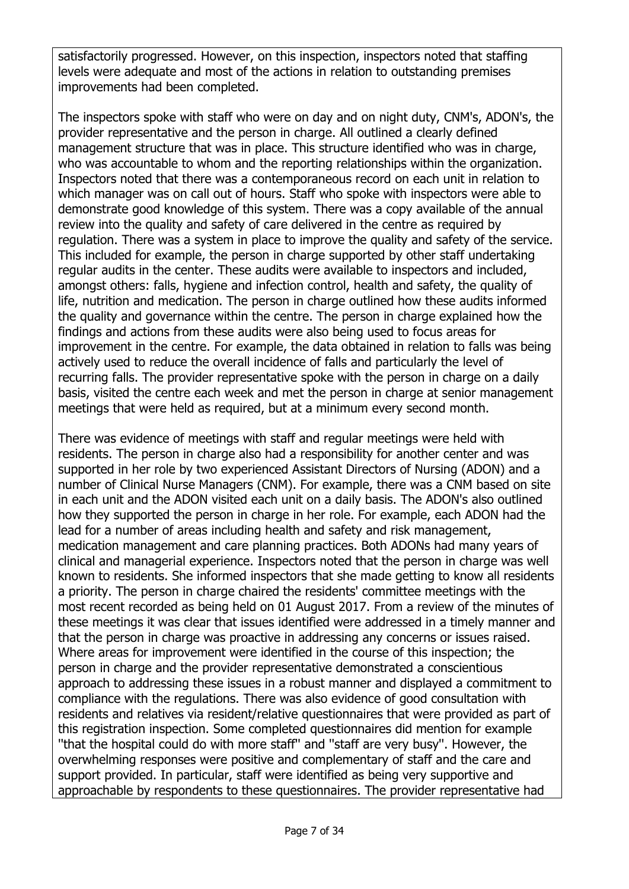satisfactorily progressed. However, on this inspection, inspectors noted that staffing levels were adequate and most of the actions in relation to outstanding premises improvements had been completed.

The inspectors spoke with staff who were on day and on night duty, CNM's, ADON's, the provider representative and the person in charge. All outlined a clearly defined management structure that was in place. This structure identified who was in charge, who was accountable to whom and the reporting relationships within the organization. Inspectors noted that there was a contemporaneous record on each unit in relation to which manager was on call out of hours. Staff who spoke with inspectors were able to demonstrate good knowledge of this system. There was a copy available of the annual review into the quality and safety of care delivered in the centre as required by regulation. There was a system in place to improve the quality and safety of the service. This included for example, the person in charge supported by other staff undertaking regular audits in the center. These audits were available to inspectors and included, amongst others: falls, hygiene and infection control, health and safety, the quality of life, nutrition and medication. The person in charge outlined how these audits informed the quality and governance within the centre. The person in charge explained how the findings and actions from these audits were also being used to focus areas for improvement in the centre. For example, the data obtained in relation to falls was being actively used to reduce the overall incidence of falls and particularly the level of recurring falls. The provider representative spoke with the person in charge on a daily basis, visited the centre each week and met the person in charge at senior management meetings that were held as required, but at a minimum every second month.

There was evidence of meetings with staff and regular meetings were held with residents. The person in charge also had a responsibility for another center and was supported in her role by two experienced Assistant Directors of Nursing (ADON) and a number of Clinical Nurse Managers (CNM). For example, there was a CNM based on site in each unit and the ADON visited each unit on a daily basis. The ADON's also outlined how they supported the person in charge in her role. For example, each ADON had the lead for a number of areas including health and safety and risk management, medication management and care planning practices. Both ADONs had many years of clinical and managerial experience. Inspectors noted that the person in charge was well known to residents. She informed inspectors that she made getting to know all residents a priority. The person in charge chaired the residents' committee meetings with the most recent recorded as being held on 01 August 2017. From a review of the minutes of these meetings it was clear that issues identified were addressed in a timely manner and that the person in charge was proactive in addressing any concerns or issues raised. Where areas for improvement were identified in the course of this inspection; the person in charge and the provider representative demonstrated a conscientious approach to addressing these issues in a robust manner and displayed a commitment to compliance with the regulations. There was also evidence of good consultation with residents and relatives via resident/relative questionnaires that were provided as part of this registration inspection. Some completed questionnaires did mention for example ''that the hospital could do with more staff'' and ''staff are very busy''. However, the overwhelming responses were positive and complementary of staff and the care and support provided. In particular, staff were identified as being very supportive and approachable by respondents to these questionnaires. The provider representative had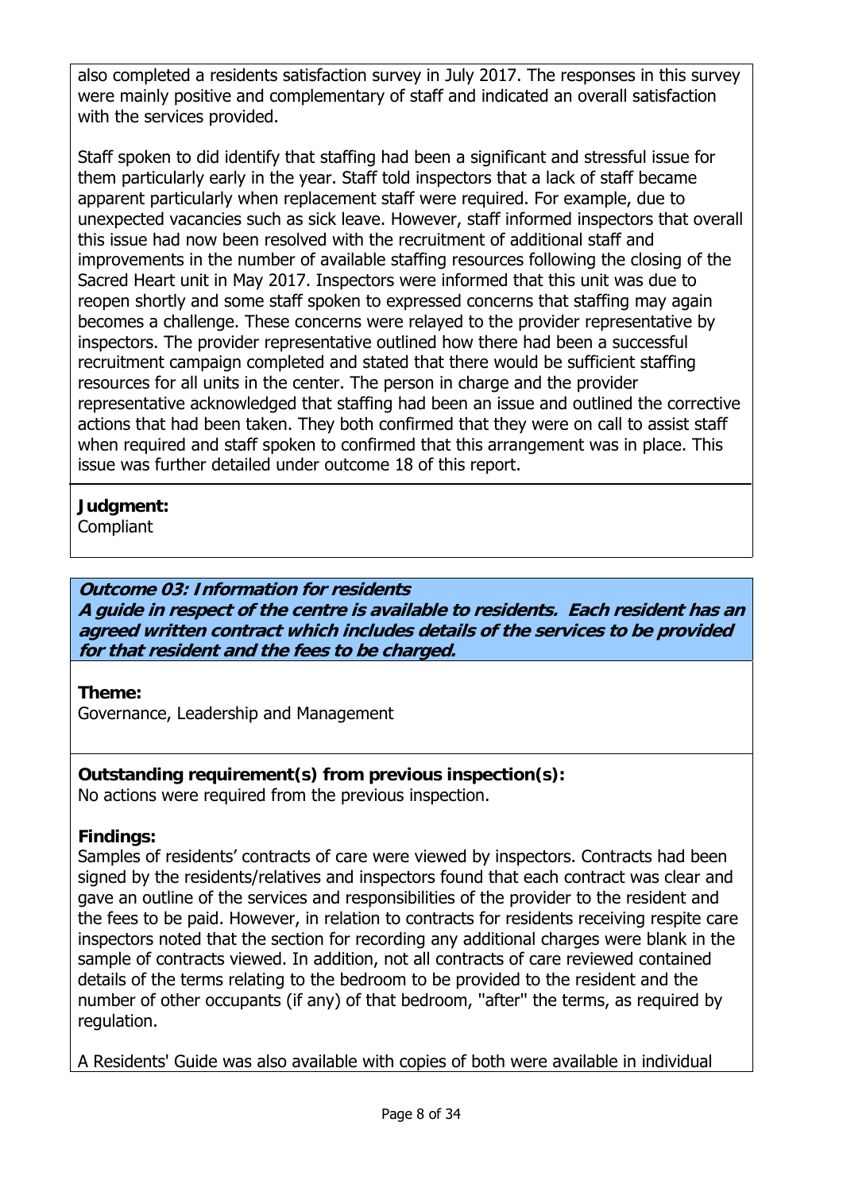also completed a residents satisfaction survey in July 2017. The responses in this survey were mainly positive and complementary of staff and indicated an overall satisfaction with the services provided.

Staff spoken to did identify that staffing had been a significant and stressful issue for them particularly early in the year. Staff told inspectors that a lack of staff became apparent particularly when replacement staff were required. For example, due to unexpected vacancies such as sick leave. However, staff informed inspectors that overall this issue had now been resolved with the recruitment of additional staff and improvements in the number of available staffing resources following the closing of the Sacred Heart unit in May 2017. Inspectors were informed that this unit was due to reopen shortly and some staff spoken to expressed concerns that staffing may again becomes a challenge. These concerns were relayed to the provider representative by inspectors. The provider representative outlined how there had been a successful recruitment campaign completed and stated that there would be sufficient staffing resources for all units in the center. The person in charge and the provider representative acknowledged that staffing had been an issue and outlined the corrective actions that had been taken. They both confirmed that they were on call to assist staff when required and staff spoken to confirmed that this arrangement was in place. This issue was further detailed under outcome 18 of this report.

**Judgment:**
Compliant

***Outcome 03: Information for residents***
***A guide in respect of the centre is available to residents. Each resident has an agreed written contract which includes details of the services to be provided for that resident and the fees to be charged.***

**Theme:**
Governance, Leadership and Management

**Outstanding requirement(s) from previous inspection(s):**
No actions were required from the previous inspection.

**Findings:**
Samples of residents' contracts of care were viewed by inspectors. Contracts had been signed by the residents/relatives and inspectors found that each contract was clear and gave an outline of the services and responsibilities of the provider to the resident and the fees to be paid. However, in relation to contracts for residents receiving respite care inspectors noted that the section for recording any additional charges were blank in the sample of contracts viewed. In addition, not all contracts of care reviewed contained details of the terms relating to the bedroom to be provided to the resident and the number of other occupants (if any) of that bedroom, ''after'' the terms, as required by regulation.

A Residents' Guide was also available with copies of both were available in individual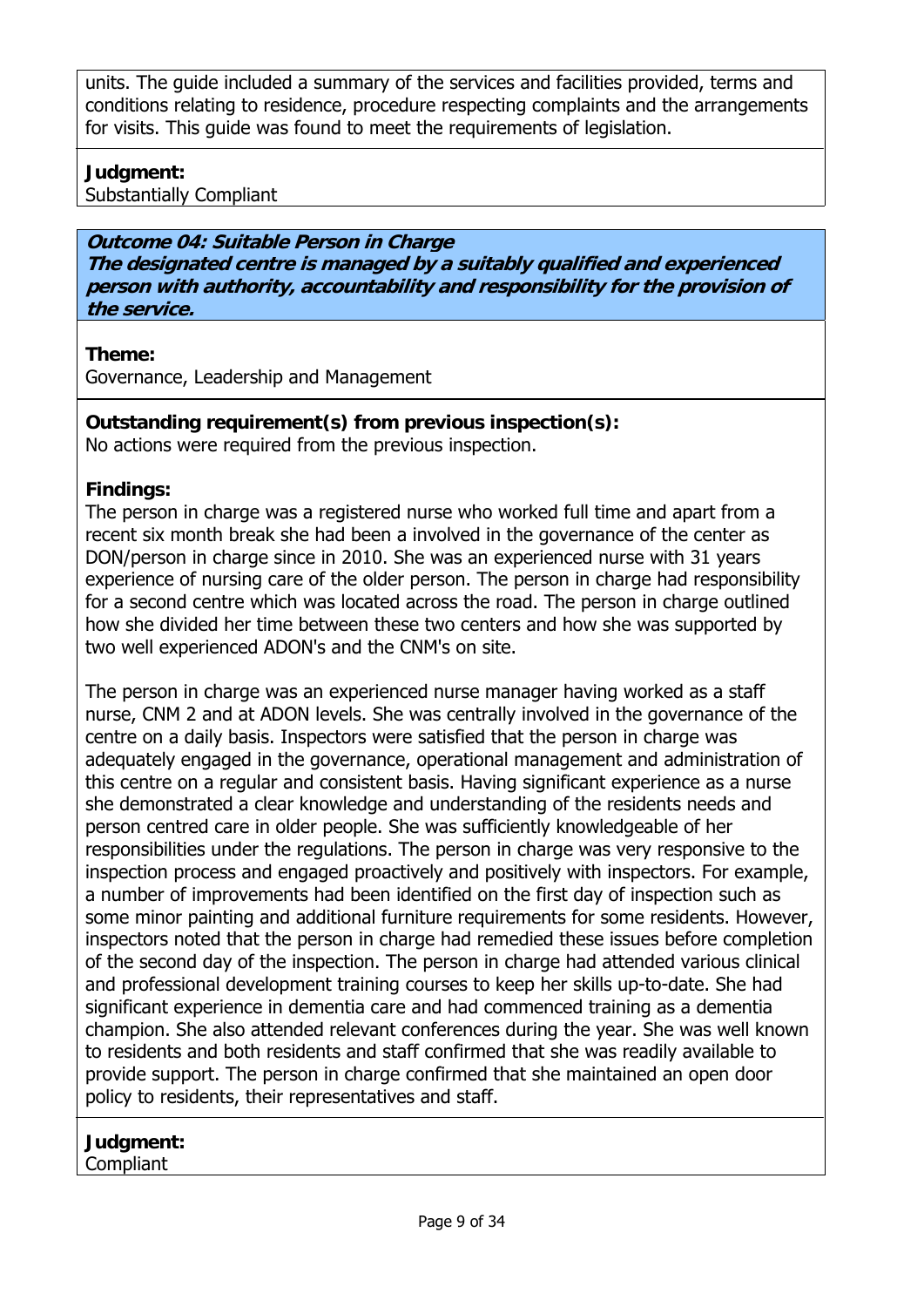units. The guide included a summary of the services and facilities provided, terms and conditions relating to residence, procedure respecting complaints and the arrangements for visits. This guide was found to meet the requirements of legislation.

**Judgment:**
Substantially Compliant

***Outcome 04: Suitable Person in Charge***
***The designated centre is managed by a suitably qualified and experienced person with authority, accountability and responsibility for the provision of the service.***

**Theme:**
Governance, Leadership and Management

**Outstanding requirement(s) from previous inspection(s):**
No actions were required from the previous inspection.

**Findings:**
The person in charge was a registered nurse who worked full time and apart from a recent six month break she had been a involved in the governance of the center as DON/person in charge since in 2010. She was an experienced nurse with 31 years experience of nursing care of the older person. The person in charge had responsibility for a second centre which was located across the road. The person in charge outlined how she divided her time between these two centers and how she was supported by two well experienced ADON's and the CNM's on site.

The person in charge was an experienced nurse manager having worked as a staff nurse, CNM 2 and at ADON levels. She was centrally involved in the governance of the centre on a daily basis. Inspectors were satisfied that the person in charge was adequately engaged in the governance, operational management and administration of this centre on a regular and consistent basis. Having significant experience as a nurse she demonstrated a clear knowledge and understanding of the residents needs and person centred care in older people. She was sufficiently knowledgeable of her responsibilities under the regulations. The person in charge was very responsive to the inspection process and engaged proactively and positively with inspectors. For example, a number of improvements had been identified on the first day of inspection such as some minor painting and additional furniture requirements for some residents. However, inspectors noted that the person in charge had remedied these issues before completion of the second day of the inspection. The person in charge had attended various clinical and professional development training courses to keep her skills up-to-date. She had significant experience in dementia care and had commenced training as a dementia champion. She also attended relevant conferences during the year. She was well known to residents and both residents and staff confirmed that she was readily available to provide support. The person in charge confirmed that she maintained an open door policy to residents, their representatives and staff.

**Judgment:**
Compliant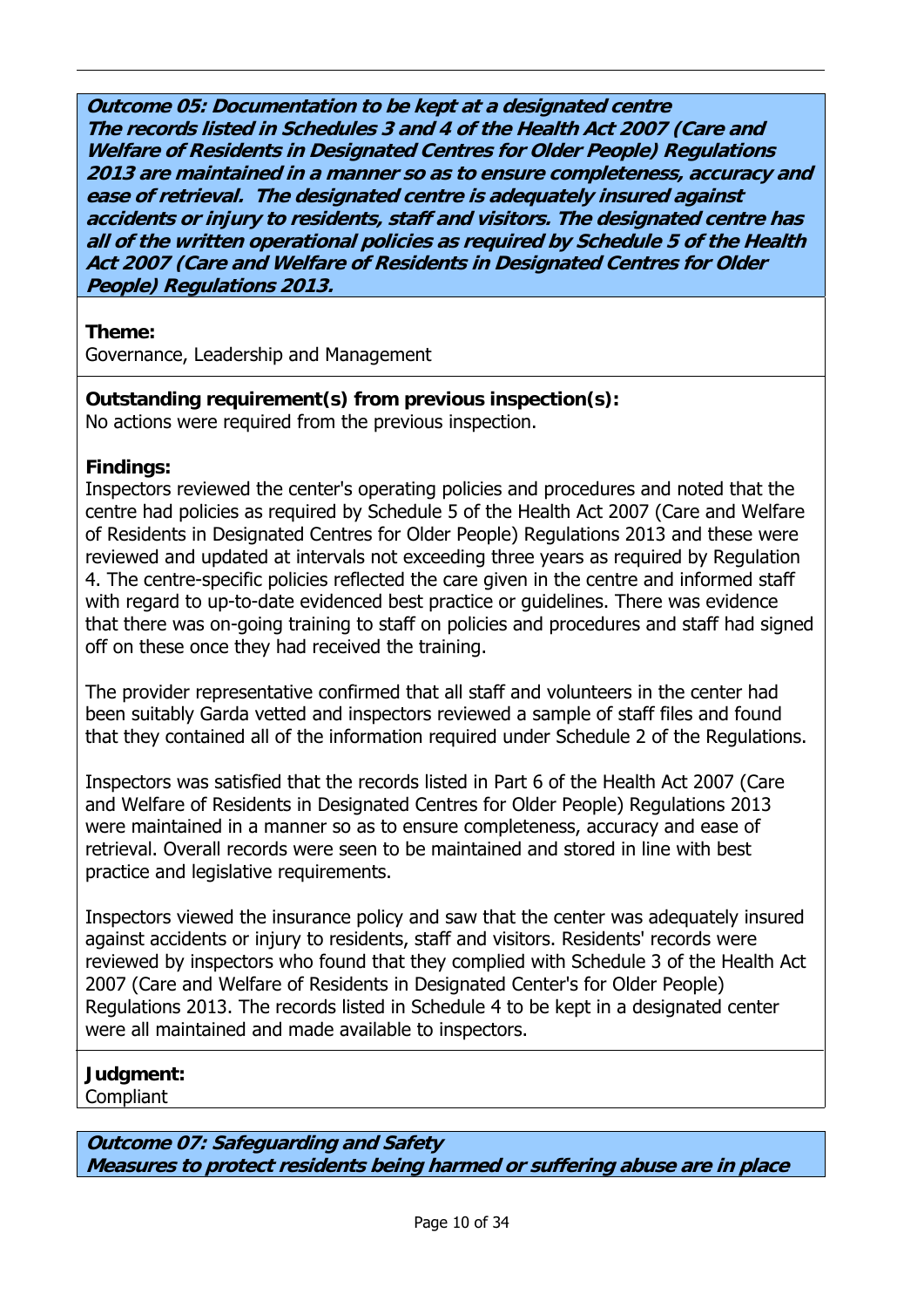**Outcome 05: Documentation to be kept at a designated centre**
***The records listed in Schedules 3 and 4 of the Health Act 2007 (Care and Welfare of Residents in Designated Centres for Older People) Regulations 2013 are maintained in a manner so as to ensure completeness, accuracy and ease of retrieval. The designated centre is adequately insured against accidents or injury to residents, staff and visitors. The designated centre has all of the written operational policies as required by Schedule 5 of the Health Act 2007 (Care and Welfare of Residents in Designated Centres for Older People) Regulations 2013.***

**Theme:**
Governance, Leadership and Management

**Outstanding requirement(s) from previous inspection(s):**
No actions were required from the previous inspection.

**Findings:**
Inspectors reviewed the center's operating policies and procedures and noted that the centre had policies as required by Schedule 5 of the Health Act 2007 (Care and Welfare of Residents in Designated Centres for Older People) Regulations 2013 and these were reviewed and updated at intervals not exceeding three years as required by Regulation 4. The centre-specific policies reflected the care given in the centre and informed staff with regard to up-to-date evidenced best practice or guidelines. There was evidence that there was on-going training to staff on policies and procedures and staff had signed off on these once they had received the training.

The provider representative confirmed that all staff and volunteers in the center had been suitably Garda vetted and inspectors reviewed a sample of staff files and found that they contained all of the information required under Schedule 2 of the Regulations.

Inspectors was satisfied that the records listed in Part 6 of the Health Act 2007 (Care and Welfare of Residents in Designated Centres for Older People) Regulations 2013 were maintained in a manner so as to ensure completeness, accuracy and ease of retrieval. Overall records were seen to be maintained and stored in line with best practice and legislative requirements.

Inspectors viewed the insurance policy and saw that the center was adequately insured against accidents or injury to residents, staff and visitors. Residents' records were reviewed by inspectors who found that they complied with Schedule 3 of the Health Act 2007 (Care and Welfare of Residents in Designated Center's for Older People) Regulations 2013. The records listed in Schedule 4 to be kept in a designated center were all maintained and made available to inspectors.

**Judgment:**
Compliant

**Outcome 07: Safeguarding and Safety**
***Measures to protect residents being harmed or suffering abuse are in place***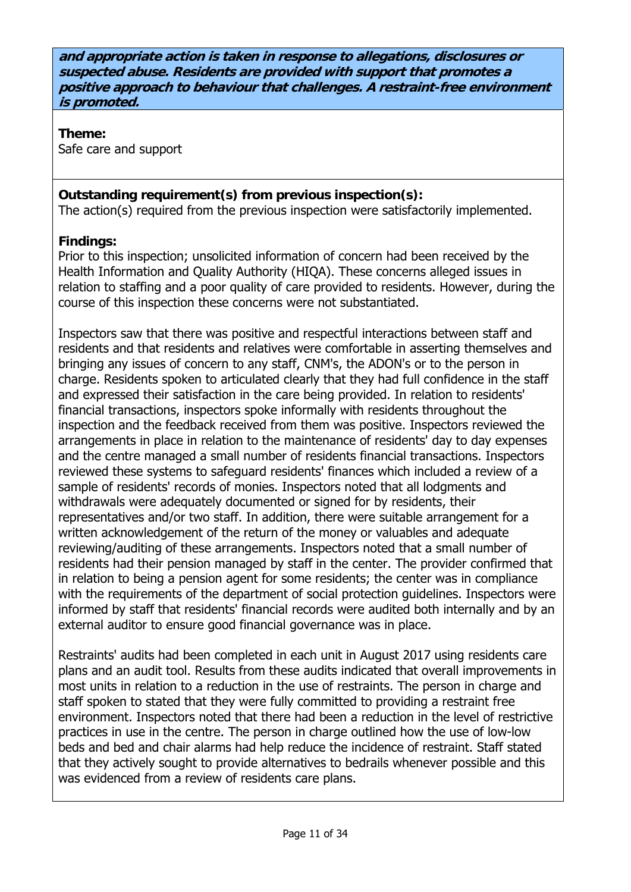***and appropriate action is taken in response to allegations, disclosures or suspected abuse. Residents are provided with support that promotes a positive approach to behaviour that challenges. A restraint-free environment is promoted.***

**Theme:**
Safe care and support

**Outstanding requirement(s) from previous inspection(s):**
The action(s) required from the previous inspection were satisfactorily implemented.

**Findings:**
Prior to this inspection; unsolicited information of concern had been received by the Health Information and Quality Authority (HIQA). These concerns alleged issues in relation to staffing and a poor quality of care provided to residents. However, during the course of this inspection these concerns were not substantiated.

Inspectors saw that there was positive and respectful interactions between staff and residents and that residents and relatives were comfortable in asserting themselves and bringing any issues of concern to any staff, CNM's, the ADON's or to the person in charge. Residents spoken to articulated clearly that they had full confidence in the staff and expressed their satisfaction in the care being provided. In relation to residents' financial transactions, inspectors spoke informally with residents throughout the inspection and the feedback received from them was positive. Inspectors reviewed the arrangements in place in relation to the maintenance of residents' day to day expenses and the centre managed a small number of residents financial transactions. Inspectors reviewed these systems to safeguard residents' finances which included a review of a sample of residents' records of monies. Inspectors noted that all lodgments and withdrawals were adequately documented or signed for by residents, their representatives and/or two staff. In addition, there were suitable arrangement for a written acknowledgement of the return of the money or valuables and adequate reviewing/auditing of these arrangements. Inspectors noted that a small number of residents had their pension managed by staff in the center. The provider confirmed that in relation to being a pension agent for some residents; the center was in compliance with the requirements of the department of social protection guidelines. Inspectors were informed by staff that residents' financial records were audited both internally and by an external auditor to ensure good financial governance was in place.

Restraints' audits had been completed in each unit in August 2017 using residents care plans and an audit tool. Results from these audits indicated that overall improvements in most units in relation to a reduction in the use of restraints. The person in charge and staff spoken to stated that they were fully committed to providing a restraint free environment. Inspectors noted that there had been a reduction in the level of restrictive practices in use in the centre. The person in charge outlined how the use of low-low beds and bed and chair alarms had help reduce the incidence of restraint. Staff stated that they actively sought to provide alternatives to bedrails whenever possible and this was evidenced from a review of residents care plans.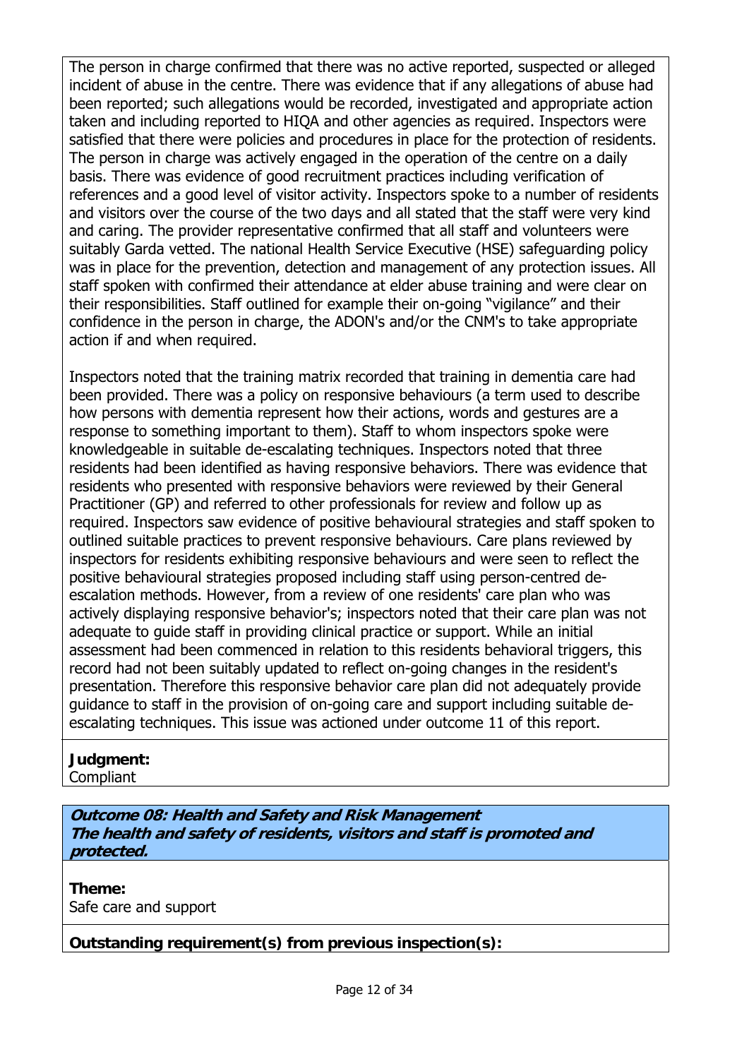The person in charge confirmed that there was no active reported, suspected or alleged incident of abuse in the centre. There was evidence that if any allegations of abuse had been reported; such allegations would be recorded, investigated and appropriate action taken and including reported to HIQA and other agencies as required. Inspectors were satisfied that there were policies and procedures in place for the protection of residents. The person in charge was actively engaged in the operation of the centre on a daily basis. There was evidence of good recruitment practices including verification of references and a good level of visitor activity. Inspectors spoke to a number of residents and visitors over the course of the two days and all stated that the staff were very kind and caring. The provider representative confirmed that all staff and volunteers were suitably Garda vetted. The national Health Service Executive (HSE) safeguarding policy was in place for the prevention, detection and management of any protection issues. All staff spoken with confirmed their attendance at elder abuse training and were clear on their responsibilities. Staff outlined for example their on-going "vigilance" and their confidence in the person in charge, the ADON's and/or the CNM's to take appropriate action if and when required.

Inspectors noted that the training matrix recorded that training in dementia care had been provided. There was a policy on responsive behaviours (a term used to describe how persons with dementia represent how their actions, words and gestures are a response to something important to them). Staff to whom inspectors spoke were knowledgeable in suitable de-escalating techniques. Inspectors noted that three residents had been identified as having responsive behaviors. There was evidence that residents who presented with responsive behaviors were reviewed by their General Practitioner (GP) and referred to other professionals for review and follow up as required. Inspectors saw evidence of positive behavioural strategies and staff spoken to outlined suitable practices to prevent responsive behaviours. Care plans reviewed by inspectors for residents exhibiting responsive behaviours and were seen to reflect the positive behavioural strategies proposed including staff using person-centred de-escalation methods. However, from a review of one residents' care plan who was actively displaying responsive behavior's; inspectors noted that their care plan was not adequate to guide staff in providing clinical practice or support. While an initial assessment had been commenced in relation to this residents behavioral triggers, this record had not been suitably updated to reflect on-going changes in the resident's presentation. Therefore this responsive behavior care plan did not adequately provide guidance to staff in the provision of on-going care and support including suitable de-escalating techniques. This issue was actioned under outcome 11 of this report.

**Judgment:**
Compliant

## Outcome 08: Health and Safety and Risk Management
***The health and safety of residents, visitors and staff is promoted and protected.***

**Theme:**
Safe care and support

**Outstanding requirement(s) from previous inspection(s):**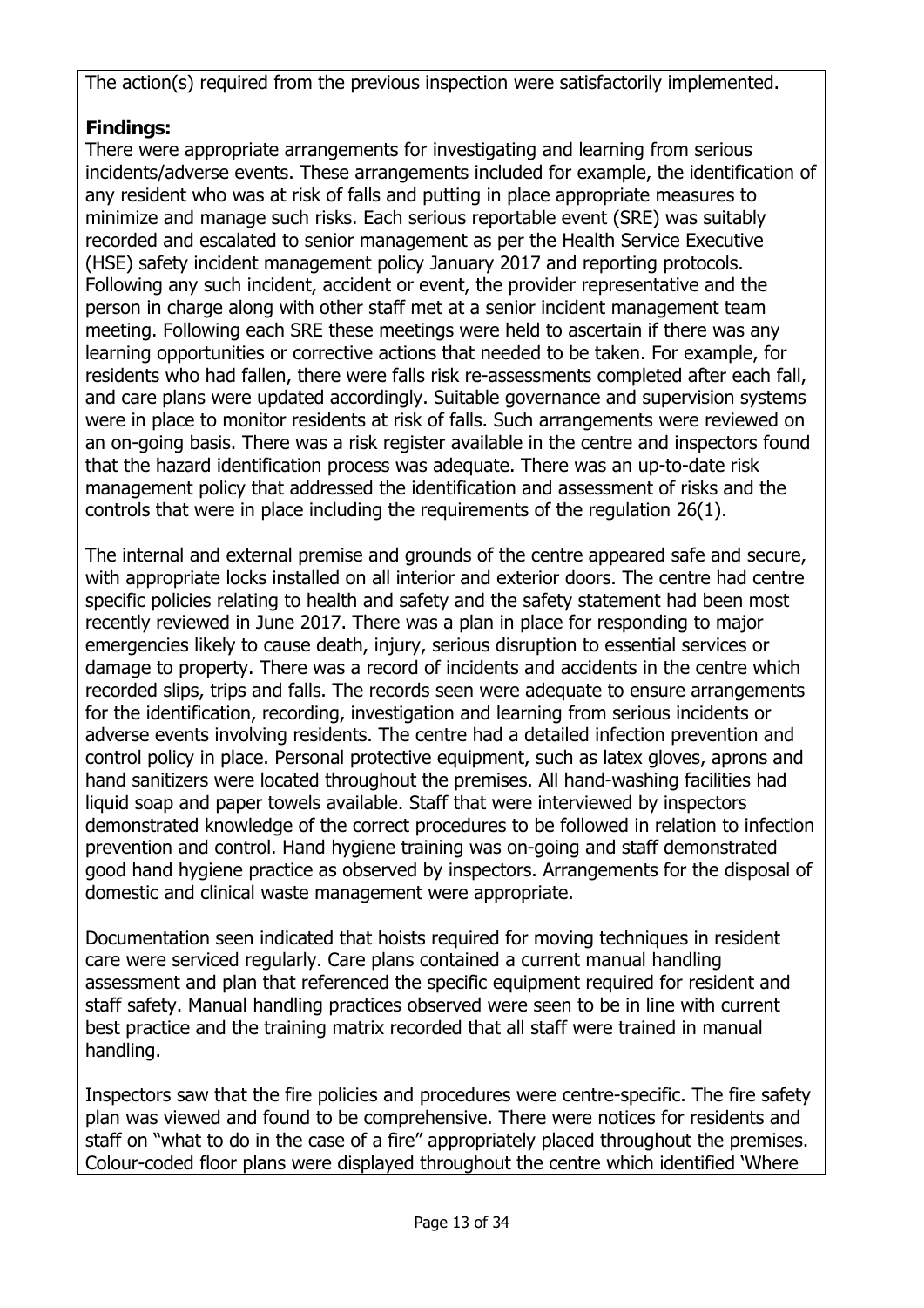The action(s) required from the previous inspection were satisfactorily implemented.

**Findings:**
There were appropriate arrangements for investigating and learning from serious incidents/adverse events. These arrangements included for example, the identification of any resident who was at risk of falls and putting in place appropriate measures to minimize and manage such risks. Each serious reportable event (SRE) was suitably recorded and escalated to senior management as per the Health Service Executive (HSE) safety incident management policy January 2017 and reporting protocols. Following any such incident, accident or event, the provider representative and the person in charge along with other staff met at a senior incident management team meeting. Following each SRE these meetings were held to ascertain if there was any learning opportunities or corrective actions that needed to be taken. For example, for residents who had fallen, there were falls risk re-assessments completed after each fall, and care plans were updated accordingly. Suitable governance and supervision systems were in place to monitor residents at risk of falls. Such arrangements were reviewed on an on-going basis. There was a risk register available in the centre and inspectors found that the hazard identification process was adequate. There was an up-to-date risk management policy that addressed the identification and assessment of risks and the controls that were in place including the requirements of the regulation 26(1).

The internal and external premise and grounds of the centre appeared safe and secure, with appropriate locks installed on all interior and exterior doors. The centre had centre specific policies relating to health and safety and the safety statement had been most recently reviewed in June 2017. There was a plan in place for responding to major emergencies likely to cause death, injury, serious disruption to essential services or damage to property. There was a record of incidents and accidents in the centre which recorded slips, trips and falls. The records seen were adequate to ensure arrangements for the identification, recording, investigation and learning from serious incidents or adverse events involving residents. The centre had a detailed infection prevention and control policy in place. Personal protective equipment, such as latex gloves, aprons and hand sanitizers were located throughout the premises. All hand-washing facilities had liquid soap and paper towels available. Staff that were interviewed by inspectors demonstrated knowledge of the correct procedures to be followed in relation to infection prevention and control. Hand hygiene training was on-going and staff demonstrated good hand hygiene practice as observed by inspectors. Arrangements for the disposal of domestic and clinical waste management were appropriate.

Documentation seen indicated that hoists required for moving techniques in resident care were serviced regularly. Care plans contained a current manual handling assessment and plan that referenced the specific equipment required for resident and staff safety. Manual handling practices observed were seen to be in line with current best practice and the training matrix recorded that all staff were trained in manual handling.

Inspectors saw that the fire policies and procedures were centre-specific. The fire safety plan was viewed and found to be comprehensive. There were notices for residents and staff on "what to do in the case of a fire" appropriately placed throughout the premises. Colour-coded floor plans were displayed throughout the centre which identified 'Where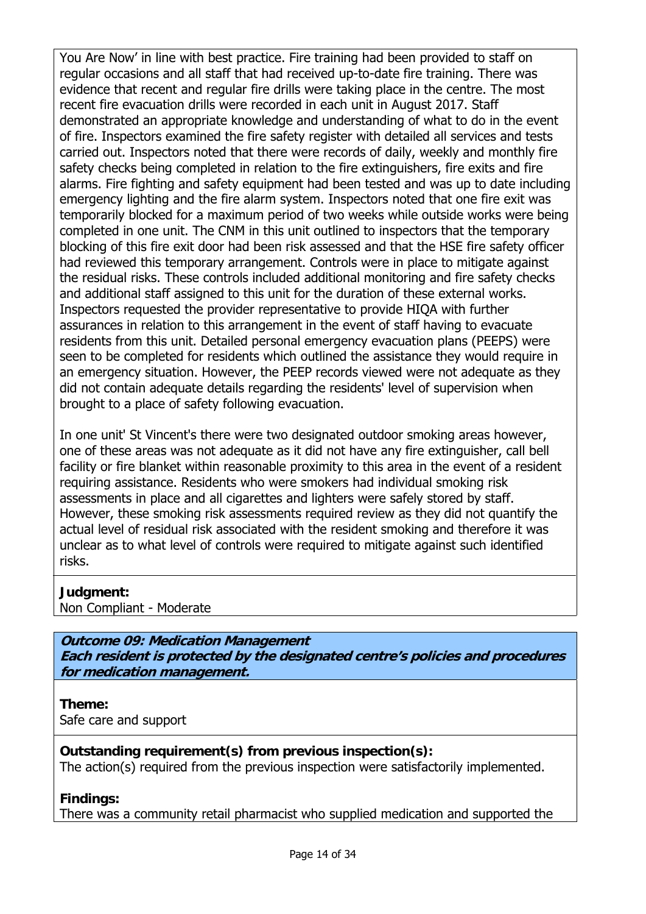You Are Now' in line with best practice. Fire training had been provided to staff on regular occasions and all staff that had received up-to-date fire training. There was evidence that recent and regular fire drills were taking place in the centre. The most recent fire evacuation drills were recorded in each unit in August 2017. Staff demonstrated an appropriate knowledge and understanding of what to do in the event of fire. Inspectors examined the fire safety register with detailed all services and tests carried out. Inspectors noted that there were records of daily, weekly and monthly fire safety checks being completed in relation to the fire extinguishers, fire exits and fire alarms. Fire fighting and safety equipment had been tested and was up to date including emergency lighting and the fire alarm system. Inspectors noted that one fire exit was temporarily blocked for a maximum period of two weeks while outside works were being completed in one unit. The CNM in this unit outlined to inspectors that the temporary blocking of this fire exit door had been risk assessed and that the HSE fire safety officer had reviewed this temporary arrangement. Controls were in place to mitigate against the residual risks. These controls included additional monitoring and fire safety checks and additional staff assigned to this unit for the duration of these external works. Inspectors requested the provider representative to provide HIQA with further assurances in relation to this arrangement in the event of staff having to evacuate residents from this unit. Detailed personal emergency evacuation plans (PEEPS) were seen to be completed for residents which outlined the assistance they would require in an emergency situation. However, the PEEP records viewed were not adequate as they did not contain adequate details regarding the residents' level of supervision when brought to a place of safety following evacuation.

In one unit' St Vincent's there were two designated outdoor smoking areas however, one of these areas was not adequate as it did not have any fire extinguisher, call bell facility or fire blanket within reasonable proximity to this area in the event of a resident requiring assistance. Residents who were smokers had individual smoking risk assessments in place and all cigarettes and lighters were safely stored by staff. However, these smoking risk assessments required review as they did not quantify the actual level of residual risk associated with the resident smoking and therefore it was unclear as to what level of controls were required to mitigate against such identified risks.

**Judgment:**
Non Compliant - Moderate

***Outcome 09: Medication Management***
***Each resident is protected by the designated centre's policies and procedures for medication management.***

**Theme:**
Safe care and support

**Outstanding requirement(s) from previous inspection(s):**
The action(s) required from the previous inspection were satisfactorily implemented.

**Findings:**
There was a community retail pharmacist who supplied medication and supported the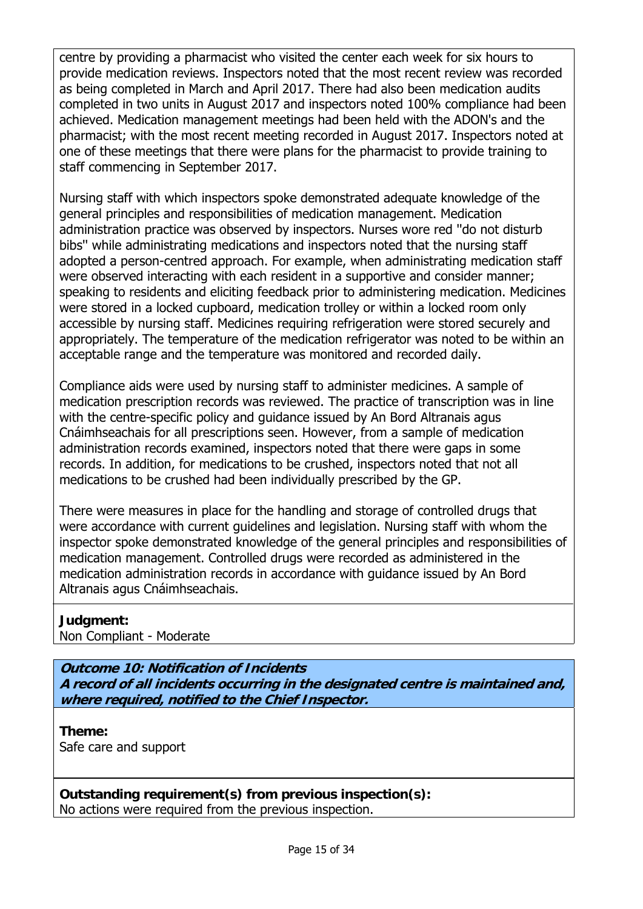centre by providing a pharmacist who visited the center each week for six hours to provide medication reviews. Inspectors noted that the most recent review was recorded as being completed in March and April 2017. There had also been medication audits completed in two units in August 2017 and inspectors noted 100% compliance had been achieved. Medication management meetings had been held with the ADON's and the pharmacist; with the most recent meeting recorded in August 2017. Inspectors noted at one of these meetings that there were plans for the pharmacist to provide training to staff commencing in September 2017.

Nursing staff with which inspectors spoke demonstrated adequate knowledge of the general principles and responsibilities of medication management. Medication administration practice was observed by inspectors. Nurses wore red "do not disturb bibs" while administrating medications and inspectors noted that the nursing staff adopted a person-centred approach. For example, when administrating medication staff were observed interacting with each resident in a supportive and consider manner; speaking to residents and eliciting feedback prior to administering medication. Medicines were stored in a locked cupboard, medication trolley or within a locked room only accessible by nursing staff. Medicines requiring refrigeration were stored securely and appropriately. The temperature of the medication refrigerator was noted to be within an acceptable range and the temperature was monitored and recorded daily.

Compliance aids were used by nursing staff to administer medicines. A sample of medication prescription records was reviewed. The practice of transcription was in line with the centre-specific policy and guidance issued by An Bord Altranais agus Cnáimhseachais for all prescriptions seen. However, from a sample of medication administration records examined, inspectors noted that there were gaps in some records. In addition, for medications to be crushed, inspectors noted that not all medications to be crushed had been individually prescribed by the GP.

There were measures in place for the handling and storage of controlled drugs that were accordance with current guidelines and legislation. Nursing staff with whom the inspector spoke demonstrated knowledge of the general principles and responsibilities of medication management. Controlled drugs were recorded as administered in the medication administration records in accordance with guidance issued by An Bord Altranais agus Cnáimhseachais.

**Judgment:**
Non Compliant - Moderate

***Outcome 10: Notification of Incidents***
***A record of all incidents occurring in the designated centre is maintained and, where required, notified to the Chief Inspector.***

**Theme:**
Safe care and support

**Outstanding requirement(s) from previous inspection(s):**
No actions were required from the previous inspection.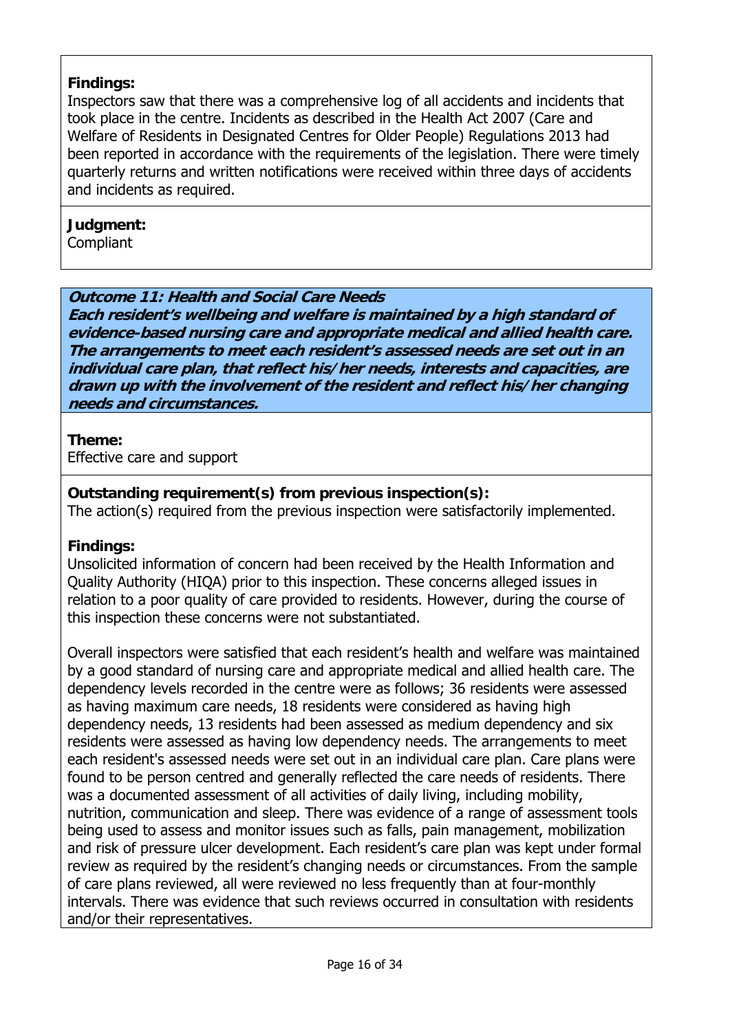**Findings:**
Inspectors saw that there was a comprehensive log of all accidents and incidents that took place in the centre. Incidents as described in the Health Act 2007 (Care and Welfare of Residents in Designated Centres for Older People) Regulations 2013 had been reported in accordance with the requirements of the legislation. There were timely quarterly returns and written notifications were received within three days of accidents and incidents as required.

**Judgment:**
Compliant

***Outcome 11: Health and Social Care Needs***
***Each resident's wellbeing and welfare is maintained by a high standard of evidence-based nursing care and appropriate medical and allied health care. The arrangements to meet each resident's assessed needs are set out in an individual care plan, that reflect his/her needs, interests and capacities, are drawn up with the involvement of the resident and reflect his/her changing needs and circumstances.***

**Theme:**
Effective care and support

**Outstanding requirement(s) from previous inspection(s):**
The action(s) required from the previous inspection were satisfactorily implemented.

**Findings:**
Unsolicited information of concern had been received by the Health Information and Quality Authority (HIQA) prior to this inspection. These concerns alleged issues in relation to a poor quality of care provided to residents. However, during the course of this inspection these concerns were not substantiated.

Overall inspectors were satisfied that each resident's health and welfare was maintained by a good standard of nursing care and appropriate medical and allied health care. The dependency levels recorded in the centre were as follows; 36 residents were assessed as having maximum care needs, 18 residents were considered as having high dependency needs, 13 residents had been assessed as medium dependency and six residents were assessed as having low dependency needs. The arrangements to meet each resident's assessed needs were set out in an individual care plan. Care plans were found to be person centred and generally reflected the care needs of residents. There was a documented assessment of all activities of daily living, including mobility, nutrition, communication and sleep. There was evidence of a range of assessment tools being used to assess and monitor issues such as falls, pain management, mobilization and risk of pressure ulcer development. Each resident's care plan was kept under formal review as required by the resident's changing needs or circumstances. From the sample of care plans reviewed, all were reviewed no less frequently than at four-monthly intervals. There was evidence that such reviews occurred in consultation with residents and/or their representatives.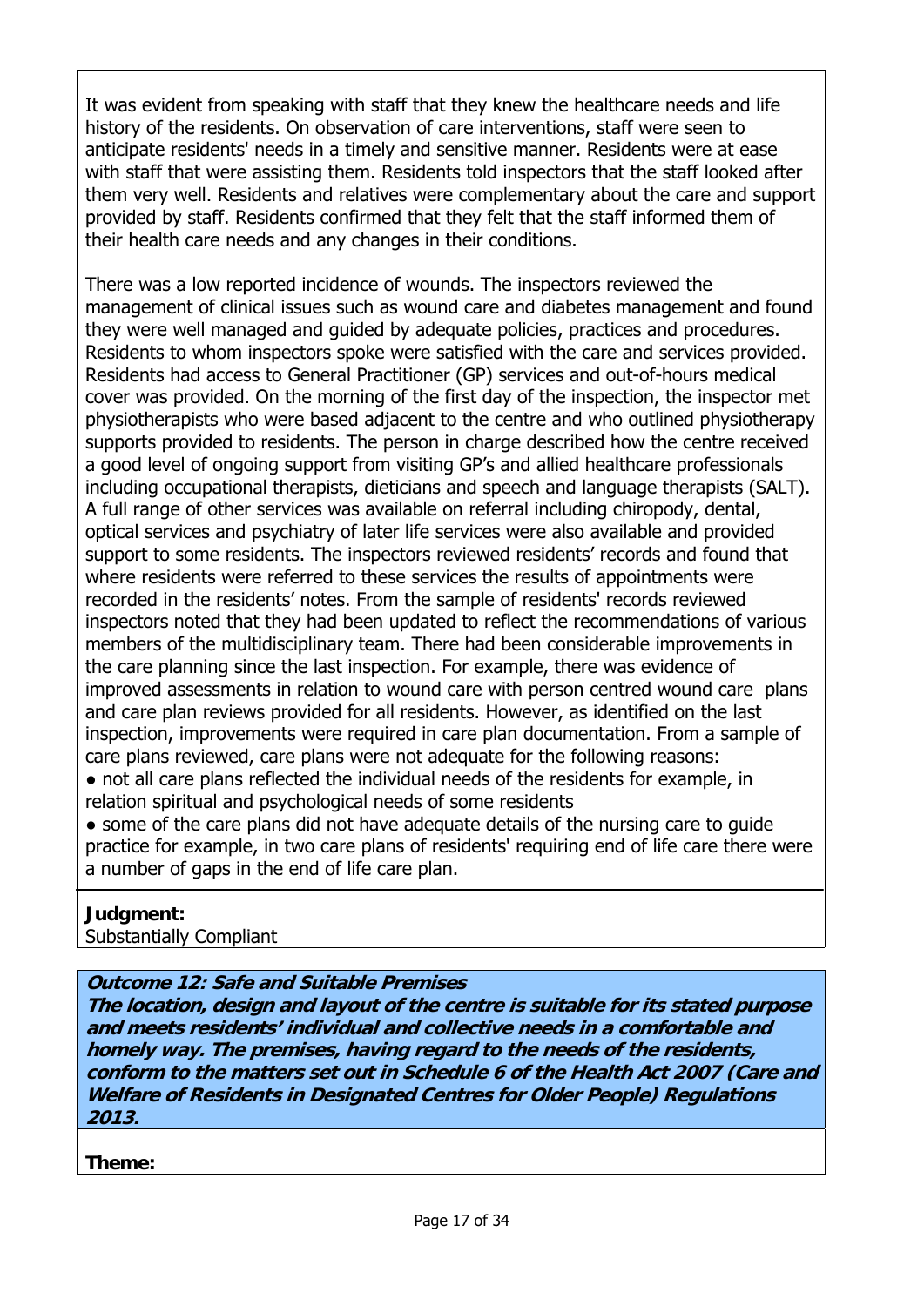It was evident from speaking with staff that they knew the healthcare needs and life history of the residents. On observation of care interventions, staff were seen to anticipate residents' needs in a timely and sensitive manner. Residents were at ease with staff that were assisting them. Residents told inspectors that the staff looked after them very well. Residents and relatives were complementary about the care and support provided by staff. Residents confirmed that they felt that the staff informed them of their health care needs and any changes in their conditions.

There was a low reported incidence of wounds. The inspectors reviewed the management of clinical issues such as wound care and diabetes management and found they were well managed and guided by adequate policies, practices and procedures. Residents to whom inspectors spoke were satisfied with the care and services provided. Residents had access to General Practitioner (GP) services and out-of-hours medical cover was provided. On the morning of the first day of the inspection, the inspector met physiotherapists who were based adjacent to the centre and who outlined physiotherapy supports provided to residents. The person in charge described how the centre received a good level of ongoing support from visiting GP's and allied healthcare professionals including occupational therapists, dieticians and speech and language therapists (SALT). A full range of other services was available on referral including chiropody, dental, optical services and psychiatry of later life services were also available and provided support to some residents. The inspectors reviewed residents' records and found that where residents were referred to these services the results of appointments were recorded in the residents' notes. From the sample of residents' records reviewed inspectors noted that they had been updated to reflect the recommendations of various members of the multidisciplinary team. There had been considerable improvements in the care planning since the last inspection. For example, there was evidence of improved assessments in relation to wound care with person centred wound care plans and care plan reviews provided for all residents. However, as identified on the last inspection, improvements were required in care plan documentation. From a sample of care plans reviewed, care plans were not adequate for the following reasons:

- not all care plans reflected the individual needs of the residents for example, in relation spiritual and psychological needs of some residents
- some of the care plans did not have adequate details of the nursing care to guide practice for example, in two care plans of residents' requiring end of life care there were a number of gaps in the end of life care plan.

**Judgment:**
Substantially Compliant

### *Outcome 12: Safe and Suitable Premises*

***The location, design and layout of the centre is suitable for its stated purpose and meets residents' individual and collective needs in a comfortable and homely way. The premises, having regard to the needs of the residents, conform to the matters set out in Schedule 6 of the Health Act 2007 (Care and Welfare of Residents in Designated Centres for Older People) Regulations 2013.***

**Theme:**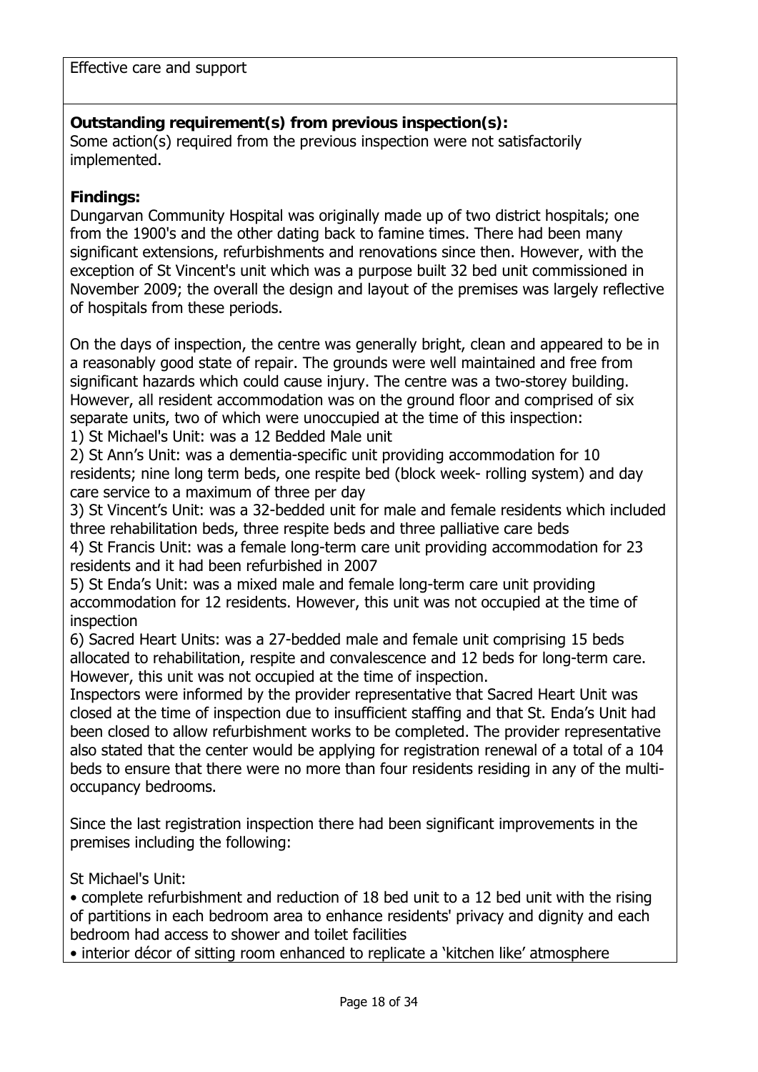Effective care and support

**Outstanding requirement(s) from previous inspection(s):**
Some action(s) required from the previous inspection were not satisfactorily implemented.

**Findings:**
Dungarvan Community Hospital was originally made up of two district hospitals; one from the 1900's and the other dating back to famine times. There had been many significant extensions, refurbishments and renovations since then. However, with the exception of St Vincent's unit which was a purpose built 32 bed unit commissioned in November 2009; the overall the design and layout of the premises was largely reflective of hospitals from these periods.

On the days of inspection, the centre was generally bright, clean and appeared to be in a reasonably good state of repair. The grounds were well maintained and free from significant hazards which could cause injury. The centre was a two-storey building. However, all resident accommodation was on the ground floor and comprised of six separate units, two of which were unoccupied at the time of this inspection:
1) St Michael's Unit: was a 12 Bedded Male unit
2) St Ann's Unit: was a dementia-specific unit providing accommodation for 10 residents; nine long term beds, one respite bed (block week- rolling system) and day care service to a maximum of three per day
3) St Vincent's Unit: was a 32-bedded unit for male and female residents which included three rehabilitation beds, three respite beds and three palliative care beds
4) St Francis Unit: was a female long-term care unit providing accommodation for 23 residents and it had been refurbished in 2007
5) St Enda's Unit: was a mixed male and female long-term care unit providing accommodation for 12 residents. However, this unit was not occupied at the time of inspection
6) Sacred Heart Units: was a 27-bedded male and female unit comprising 15 beds allocated to rehabilitation, respite and convalescence and 12 beds for long-term care. However, this unit was not occupied at the time of inspection.
Inspectors were informed by the provider representative that Sacred Heart Unit was closed at the time of inspection due to insufficient staffing and that St. Enda's Unit had been closed to allow refurbishment works to be completed. The provider representative also stated that the center would be applying for registration renewal of a total of a 104 beds to ensure that there were no more than four residents residing in any of the multi-occupancy bedrooms.

Since the last registration inspection there had been significant improvements in the premises including the following:

St Michael's Unit:

- complete refurbishment and reduction of 18 bed unit to a 12 bed unit with the rising of partitions in each bedroom area to enhance residents' privacy and dignity and each bedroom had access to shower and toilet facilities
- interior décor of sitting room enhanced to replicate a 'kitchen like' atmosphere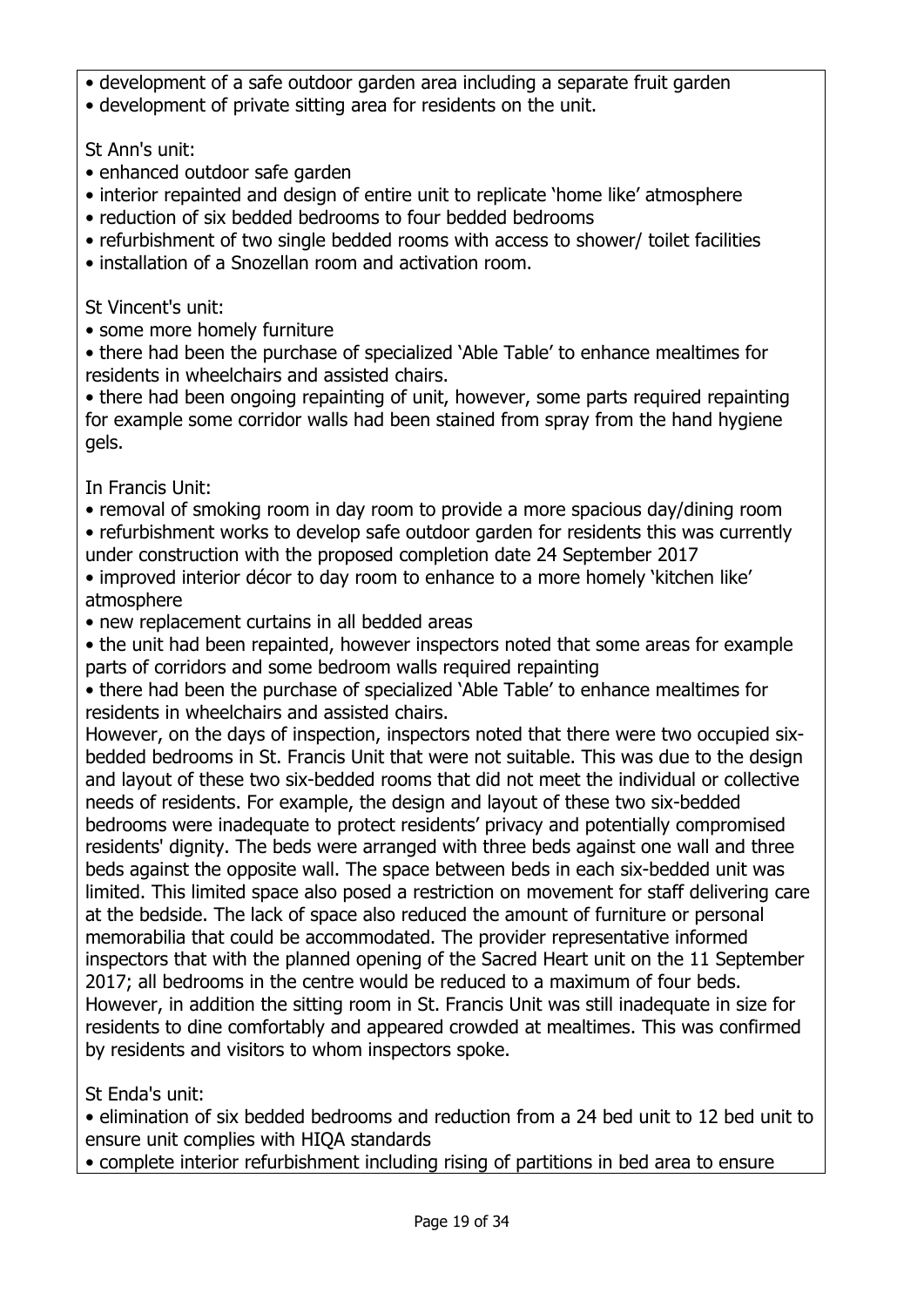- development of a safe outdoor garden area including a separate fruit garden
- development of private sitting area for residents on the unit.

St Ann's unit:

- enhanced outdoor safe garden
- interior repainted and design of entire unit to replicate 'home like' atmosphere
- reduction of six bedded bedrooms to four bedded bedrooms
- refurbishment of two single bedded rooms with access to shower/ toilet facilities
- installation of a Snozellan room and activation room.

St Vincent's unit:

- some more homely furniture
- there had been the purchase of specialized 'Able Table' to enhance mealtimes for residents in wheelchairs and assisted chairs.
- there had been ongoing repainting of unit, however, some parts required repainting for example some corridor walls had been stained from spray from the hand hygiene gels.

In Francis Unit:

- removal of smoking room in day room to provide a more spacious day/dining room
- refurbishment works to develop safe outdoor garden for residents this was currently under construction with the proposed completion date 24 September 2017
- improved interior décor to day room to enhance to a more homely 'kitchen like' atmosphere
- new replacement curtains in all bedded areas
- the unit had been repainted, however inspectors noted that some areas for example parts of corridors and some bedroom walls required repainting
- there had been the purchase of specialized 'Able Table' to enhance mealtimes for residents in wheelchairs and assisted chairs.

However, on the days of inspection, inspectors noted that there were two occupied six-bedded bedrooms in St. Francis Unit that were not suitable. This was due to the design and layout of these two six-bedded rooms that did not meet the individual or collective needs of residents. For example, the design and layout of these two six-bedded bedrooms were inadequate to protect residents' privacy and potentially compromised residents' dignity. The beds were arranged with three beds against one wall and three beds against the opposite wall. The space between beds in each six-bedded unit was limited. This limited space also posed a restriction on movement for staff delivering care at the bedside. The lack of space also reduced the amount of furniture or personal memorabilia that could be accommodated. The provider representative informed inspectors that with the planned opening of the Sacred Heart unit on the 11 September 2017; all bedrooms in the centre would be reduced to a maximum of four beds. However, in addition the sitting room in St. Francis Unit was still inadequate in size for residents to dine comfortably and appeared crowded at mealtimes. This was confirmed by residents and visitors to whom inspectors spoke.

St Enda's unit:

- elimination of six bedded bedrooms and reduction from a 24 bed unit to 12 bed unit to ensure unit complies with HIQA standards
- complete interior refurbishment including rising of partitions in bed area to ensure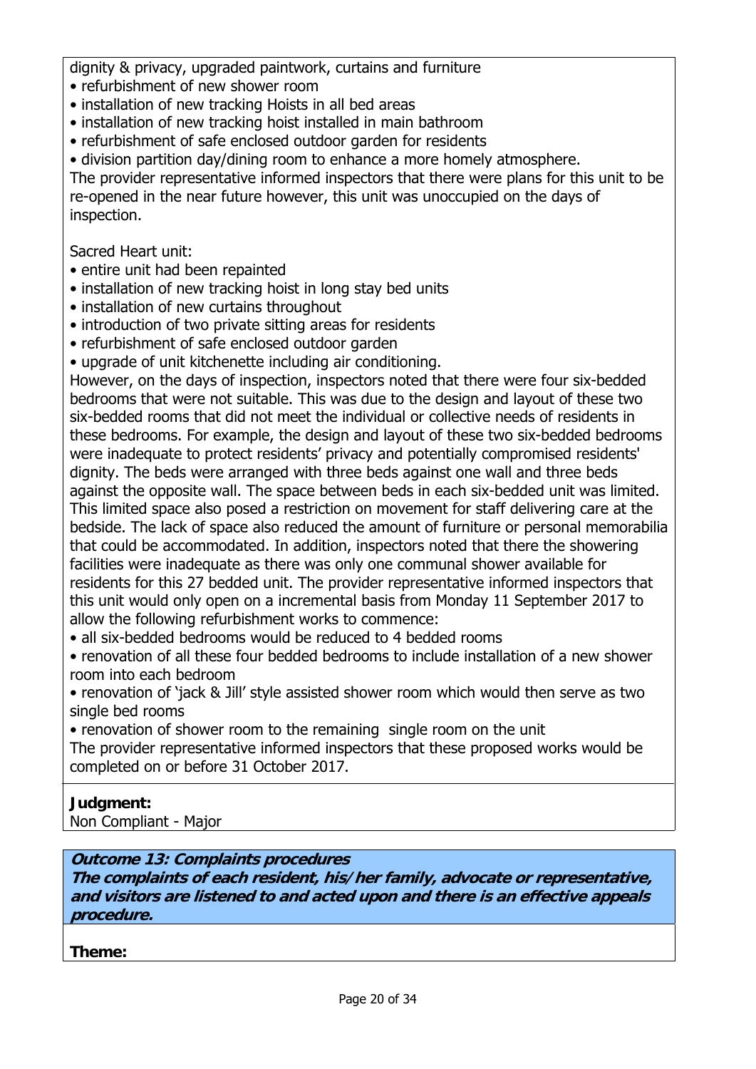dignity & privacy, upgraded paintwork, curtains and furniture

- refurbishment of new shower room
- installation of new tracking Hoists in all bed areas
- installation of new tracking hoist installed in main bathroom
- refurbishment of safe enclosed outdoor garden for residents
- division partition day/dining room to enhance a more homely atmosphere.

The provider representative informed inspectors that there were plans for this unit to be re-opened in the near future however, this unit was unoccupied on the days of inspection.

Sacred Heart unit:

- entire unit had been repainted
- installation of new tracking hoist in long stay bed units
- installation of new curtains throughout
- introduction of two private sitting areas for residents
- refurbishment of safe enclosed outdoor garden
- upgrade of unit kitchenette including air conditioning.

However, on the days of inspection, inspectors noted that there were four six-bedded bedrooms that were not suitable. This was due to the design and layout of these two six-bedded rooms that did not meet the individual or collective needs of residents in these bedrooms. For example, the design and layout of these two six-bedded bedrooms were inadequate to protect residents' privacy and potentially compromised residents' dignity. The beds were arranged with three beds against one wall and three beds against the opposite wall. The space between beds in each six-bedded unit was limited. This limited space also posed a restriction on movement for staff delivering care at the bedside. The lack of space also reduced the amount of furniture or personal memorabilia that could be accommodated. In addition, inspectors noted that there the showering facilities were inadequate as there was only one communal shower available for residents for this 27 bedded unit. The provider representative informed inspectors that this unit would only open on a incremental basis from Monday 11 September 2017 to allow the following refurbishment works to commence:

- all six-bedded bedrooms would be reduced to 4 bedded rooms
- renovation of all these four bedded bedrooms to include installation of a new shower room into each bedroom
- renovation of 'jack & Jill' style assisted shower room which would then serve as two single bed rooms
- renovation of shower room to the remaining single room on the unit

The provider representative informed inspectors that these proposed works would be completed on or before 31 October 2017.

**Judgment:**
Non Compliant - Major

***Outcome 13: Complaints procedures***
***The complaints of each resident, his/her family, advocate or representative, and visitors are listened to and acted upon and there is an effective appeals procedure.***

**Theme:**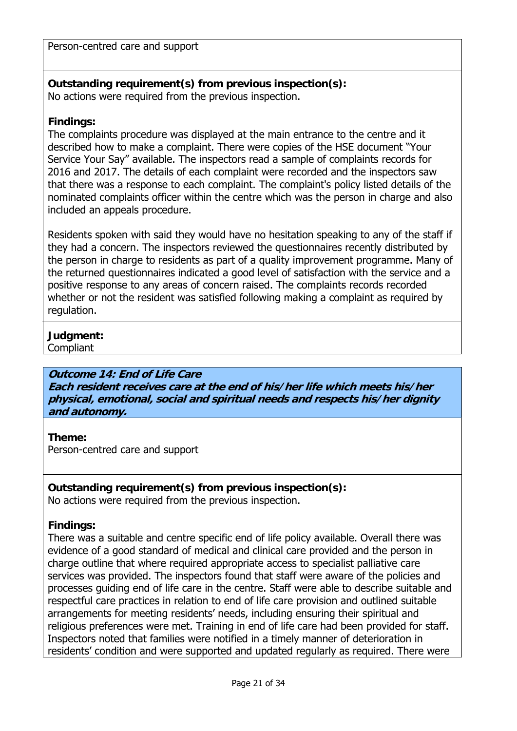Person-centred care and support

**Outstanding requirement(s) from previous inspection(s):**
No actions were required from the previous inspection.

**Findings:**
The complaints procedure was displayed at the main entrance to the centre and it described how to make a complaint. There were copies of the HSE document "Your Service Your Say" available. The inspectors read a sample of complaints records for 2016 and 2017. The details of each complaint were recorded and the inspectors saw that there was a response to each complaint. The complaint's policy listed details of the nominated complaints officer within the centre which was the person in charge and also included an appeals procedure.

Residents spoken with said they would have no hesitation speaking to any of the staff if they had a concern. The inspectors reviewed the questionnaires recently distributed by the person in charge to residents as part of a quality improvement programme. Many of the returned questionnaires indicated a good level of satisfaction with the service and a positive response to any areas of concern raised. The complaints records recorded whether or not the resident was satisfied following making a complaint as required by regulation.

**Judgment:**
Compliant

### *Outcome 14: End of Life Care*
***Each resident receives care at the end of his/her life which meets his/her physical, emotional, social and spiritual needs and respects his/her dignity and autonomy.***

**Theme:**
Person-centred care and support

**Outstanding requirement(s) from previous inspection(s):**
No actions were required from the previous inspection.

**Findings:**
There was a suitable and centre specific end of life policy available. Overall there was evidence of a good standard of medical and clinical care provided and the person in charge outline that where required appropriate access to specialist palliative care services was provided. The inspectors found that staff were aware of the policies and processes guiding end of life care in the centre. Staff were able to describe suitable and respectful care practices in relation to end of life care provision and outlined suitable arrangements for meeting residents' needs, including ensuring their spiritual and religious preferences were met. Training in end of life care had been provided for staff. Inspectors noted that families were notified in a timely manner of deterioration in residents' condition and were supported and updated regularly as required. There were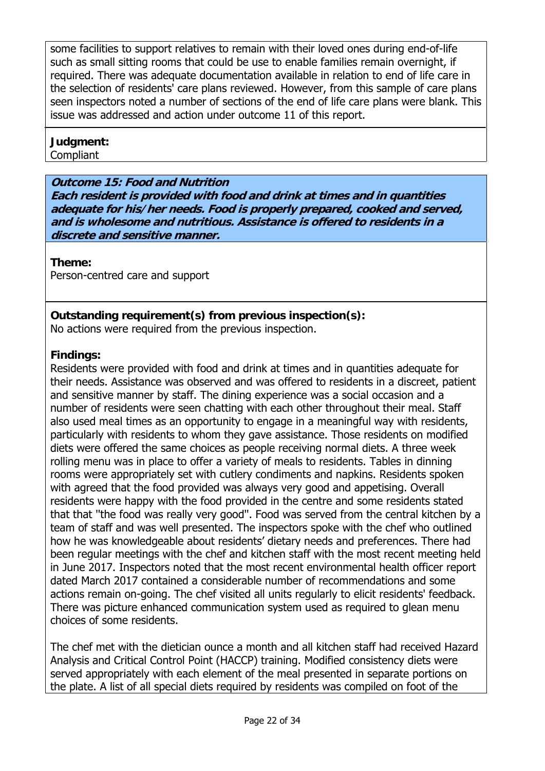some facilities to support relatives to remain with their loved ones during end-of-life such as small sitting rooms that could be use to enable families remain overnight, if required. There was adequate documentation available in relation to end of life care in the selection of residents' care plans reviewed. However, from this sample of care plans seen inspectors noted a number of sections of the end of life care plans were blank. This issue was addressed and action under outcome 11 of this report.

**Judgment:**
Compliant

***Outcome 15: Food and Nutrition***
***Each resident is provided with food and drink at times and in quantities adequate for his/her needs. Food is properly prepared, cooked and served, and is wholesome and nutritious. Assistance is offered to residents in a discrete and sensitive manner.***

**Theme:**
Person-centred care and support

**Outstanding requirement(s) from previous inspection(s):**
No actions were required from the previous inspection.

**Findings:**
Residents were provided with food and drink at times and in quantities adequate for their needs. Assistance was observed and was offered to residents in a discreet, patient and sensitive manner by staff. The dining experience was a social occasion and a number of residents were seen chatting with each other throughout their meal. Staff also used meal times as an opportunity to engage in a meaningful way with residents, particularly with residents to whom they gave assistance. Those residents on modified diets were offered the same choices as people receiving normal diets. A three week rolling menu was in place to offer a variety of meals to residents. Tables in dinning rooms were appropriately set with cutlery condiments and napkins. Residents spoken with agreed that the food provided was always very good and appetising. Overall residents were happy with the food provided in the centre and some residents stated that that "the food was really very good". Food was served from the central kitchen by a team of staff and was well presented. The inspectors spoke with the chef who outlined how he was knowledgeable about residents' dietary needs and preferences. There had been regular meetings with the chef and kitchen staff with the most recent meeting held in June 2017. Inspectors noted that the most recent environmental health officer report dated March 2017 contained a considerable number of recommendations and some actions remain on-going. The chef visited all units regularly to elicit residents' feedback. There was picture enhanced communication system used as required to glean menu choices of some residents.

The chef met with the dietician ounce a month and all kitchen staff had received Hazard Analysis and Critical Control Point (HACCP) training. Modified consistency diets were served appropriately with each element of the meal presented in separate portions on the plate. A list of all special diets required by residents was compiled on foot of the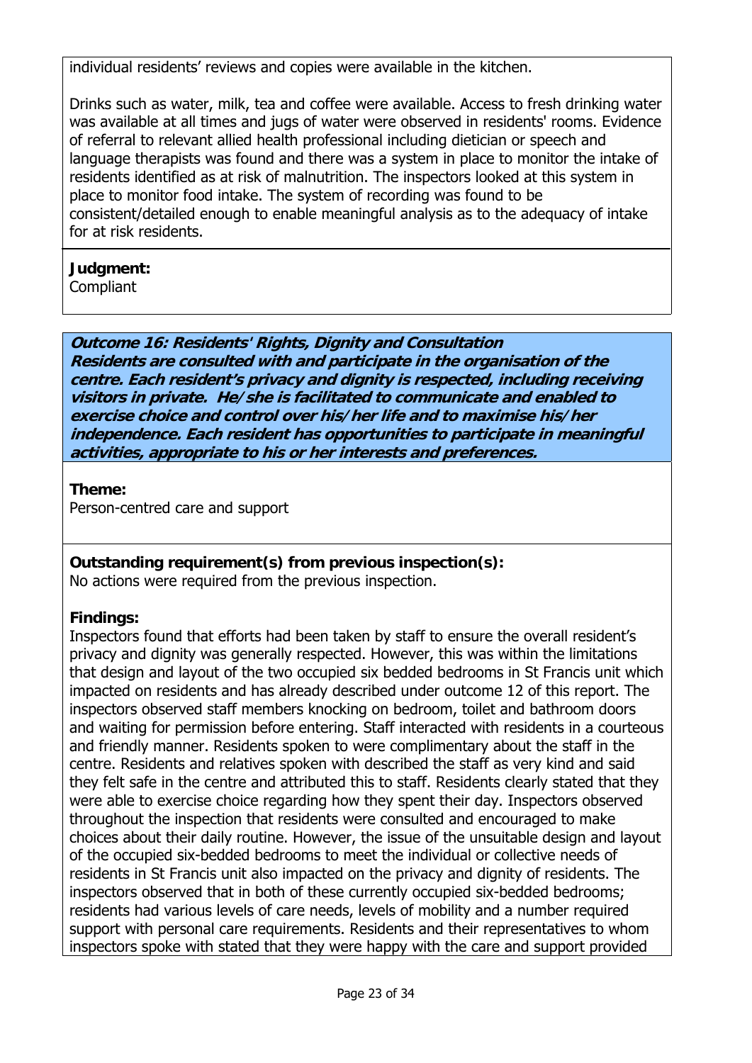individual residents' reviews and copies were available in the kitchen.

Drinks such as water, milk, tea and coffee were available. Access to fresh drinking water was available at all times and jugs of water were observed in residents' rooms. Evidence of referral to relevant allied health professional including dietician or speech and language therapists was found and there was a system in place to monitor the intake of residents identified as at risk of malnutrition. The inspectors looked at this system in place to monitor food intake. The system of recording was found to be consistent/detailed enough to enable meaningful analysis as to the adequacy of intake for at risk residents.

**Judgment:**
Compliant

***Outcome 16: Residents' Rights, Dignity and Consultation***
***Residents are consulted with and participate in the organisation of the centre. Each resident's privacy and dignity is respected, including receiving visitors in private. He/she is facilitated to communicate and enabled to exercise choice and control over his/her life and to maximise his/her independence. Each resident has opportunities to participate in meaningful activities, appropriate to his or her interests and preferences.***

**Theme:**
Person-centred care and support

**Outstanding requirement(s) from previous inspection(s):**
No actions were required from the previous inspection.

**Findings:**
Inspectors found that efforts had been taken by staff to ensure the overall resident's privacy and dignity was generally respected. However, this was within the limitations that design and layout of the two occupied six bedded bedrooms in St Francis unit which impacted on residents and has already described under outcome 12 of this report. The inspectors observed staff members knocking on bedroom, toilet and bathroom doors and waiting for permission before entering. Staff interacted with residents in a courteous and friendly manner. Residents spoken to were complimentary about the staff in the centre. Residents and relatives spoken with described the staff as very kind and said they felt safe in the centre and attributed this to staff. Residents clearly stated that they were able to exercise choice regarding how they spent their day. Inspectors observed throughout the inspection that residents were consulted and encouraged to make choices about their daily routine. However, the issue of the unsuitable design and layout of the occupied six-bedded bedrooms to meet the individual or collective needs of residents in St Francis unit also impacted on the privacy and dignity of residents. The inspectors observed that in both of these currently occupied six-bedded bedrooms; residents had various levels of care needs, levels of mobility and a number required support with personal care requirements. Residents and their representatives to whom inspectors spoke with stated that they were happy with the care and support provided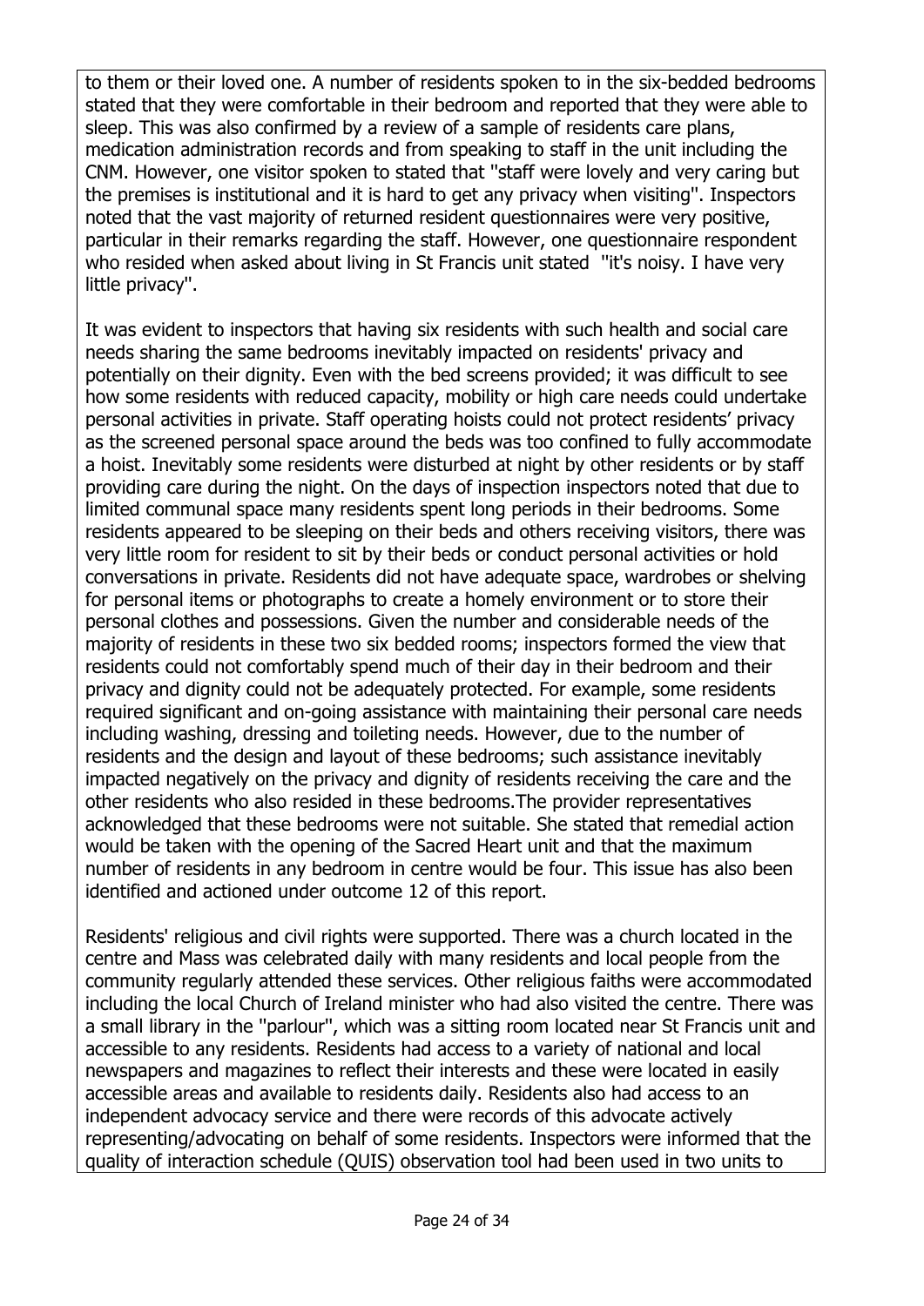to them or their loved one. A number of residents spoken to in the six-bedded bedrooms stated that they were comfortable in their bedroom and reported that they were able to sleep. This was also confirmed by a review of a sample of residents care plans, medication administration records and from speaking to staff in the unit including the CNM. However, one visitor spoken to stated that "staff were lovely and very caring but the premises is institutional and it is hard to get any privacy when visiting". Inspectors noted that the vast majority of returned resident questionnaires were very positive, particular in their remarks regarding the staff. However, one questionnaire respondent who resided when asked about living in St Francis unit stated "it's noisy. I have very little privacy".

It was evident to inspectors that having six residents with such health and social care needs sharing the same bedrooms inevitably impacted on residents' privacy and potentially on their dignity. Even with the bed screens provided; it was difficult to see how some residents with reduced capacity, mobility or high care needs could undertake personal activities in private. Staff operating hoists could not protect residents' privacy as the screened personal space around the beds was too confined to fully accommodate a hoist. Inevitably some residents were disturbed at night by other residents or by staff providing care during the night. On the days of inspection inspectors noted that due to limited communal space many residents spent long periods in their bedrooms. Some residents appeared to be sleeping on their beds and others receiving visitors, there was very little room for resident to sit by their beds or conduct personal activities or hold conversations in private. Residents did not have adequate space, wardrobes or shelving for personal items or photographs to create a homely environment or to store their personal clothes and possessions. Given the number and considerable needs of the majority of residents in these two six bedded rooms; inspectors formed the view that residents could not comfortably spend much of their day in their bedroom and their privacy and dignity could not be adequately protected. For example, some residents required significant and on-going assistance with maintaining their personal care needs including washing, dressing and toileting needs. However, due to the number of residents and the design and layout of these bedrooms; such assistance inevitably impacted negatively on the privacy and dignity of residents receiving the care and the other residents who also resided in these bedrooms.The provider representatives acknowledged that these bedrooms were not suitable. She stated that remedial action would be taken with the opening of the Sacred Heart unit and that the maximum number of residents in any bedroom in centre would be four. This issue has also been identified and actioned under outcome 12 of this report.

Residents' religious and civil rights were supported. There was a church located in the centre and Mass was celebrated daily with many residents and local people from the community regularly attended these services. Other religious faiths were accommodated including the local Church of Ireland minister who had also visited the centre. There was a small library in the "parlour", which was a sitting room located near St Francis unit and accessible to any residents. Residents had access to a variety of national and local newspapers and magazines to reflect their interests and these were located in easily accessible areas and available to residents daily. Residents also had access to an independent advocacy service and there were records of this advocate actively representing/advocating on behalf of some residents. Inspectors were informed that the quality of interaction schedule (QUIS) observation tool had been used in two units to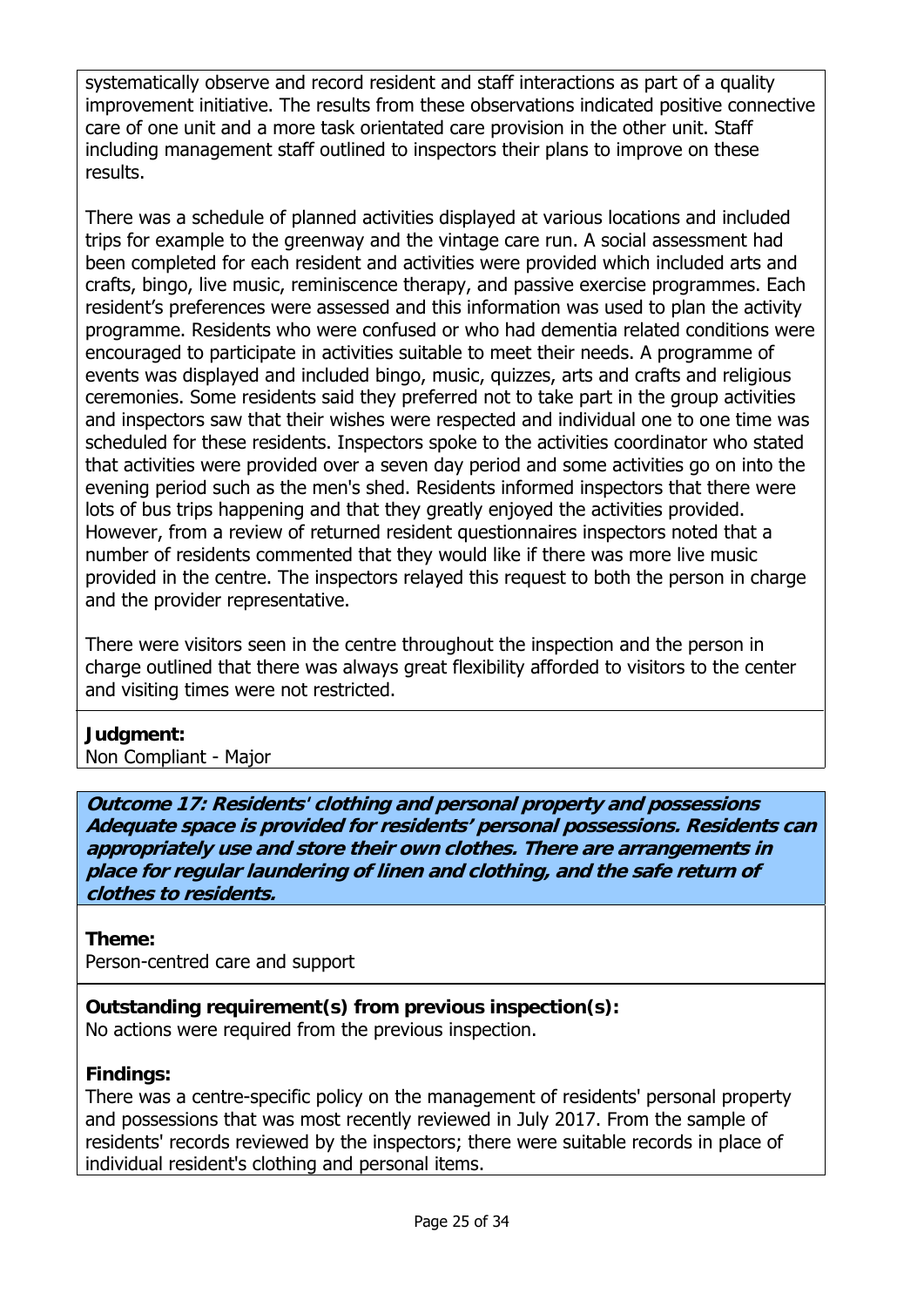systematically observe and record resident and staff interactions as part of a quality improvement initiative. The results from these observations indicated positive connective care of one unit and a more task orientated care provision in the other unit. Staff including management staff outlined to inspectors their plans to improve on these results.

There was a schedule of planned activities displayed at various locations and included trips for example to the greenway and the vintage care run. A social assessment had been completed for each resident and activities were provided which included arts and crafts, bingo, live music, reminiscence therapy, and passive exercise programmes. Each resident's preferences were assessed and this information was used to plan the activity programme. Residents who were confused or who had dementia related conditions were encouraged to participate in activities suitable to meet their needs. A programme of events was displayed and included bingo, music, quizzes, arts and crafts and religious ceremonies. Some residents said they preferred not to take part in the group activities and inspectors saw that their wishes were respected and individual one to one time was scheduled for these residents. Inspectors spoke to the activities coordinator who stated that activities were provided over a seven day period and some activities go on into the evening period such as the men's shed. Residents informed inspectors that there were lots of bus trips happening and that they greatly enjoyed the activities provided. However, from a review of returned resident questionnaires inspectors noted that a number of residents commented that they would like if there was more live music provided in the centre. The inspectors relayed this request to both the person in charge and the provider representative.

There were visitors seen in the centre throughout the inspection and the person in charge outlined that there was always great flexibility afforded to visitors to the center and visiting times were not restricted.

**Judgment:**
Non Compliant - Major

***Outcome 17: Residents' clothing and personal property and possessions***
***Adequate space is provided for residents' personal possessions. Residents can appropriately use and store their own clothes. There are arrangements in place for regular laundering of linen and clothing, and the safe return of clothes to residents.***

**Theme:**
Person-centred care and support

**Outstanding requirement(s) from previous inspection(s):**
No actions were required from the previous inspection.

**Findings:**
There was a centre-specific policy on the management of residents' personal property and possessions that was most recently reviewed in July 2017. From the sample of residents' records reviewed by the inspectors; there were suitable records in place of individual resident's clothing and personal items.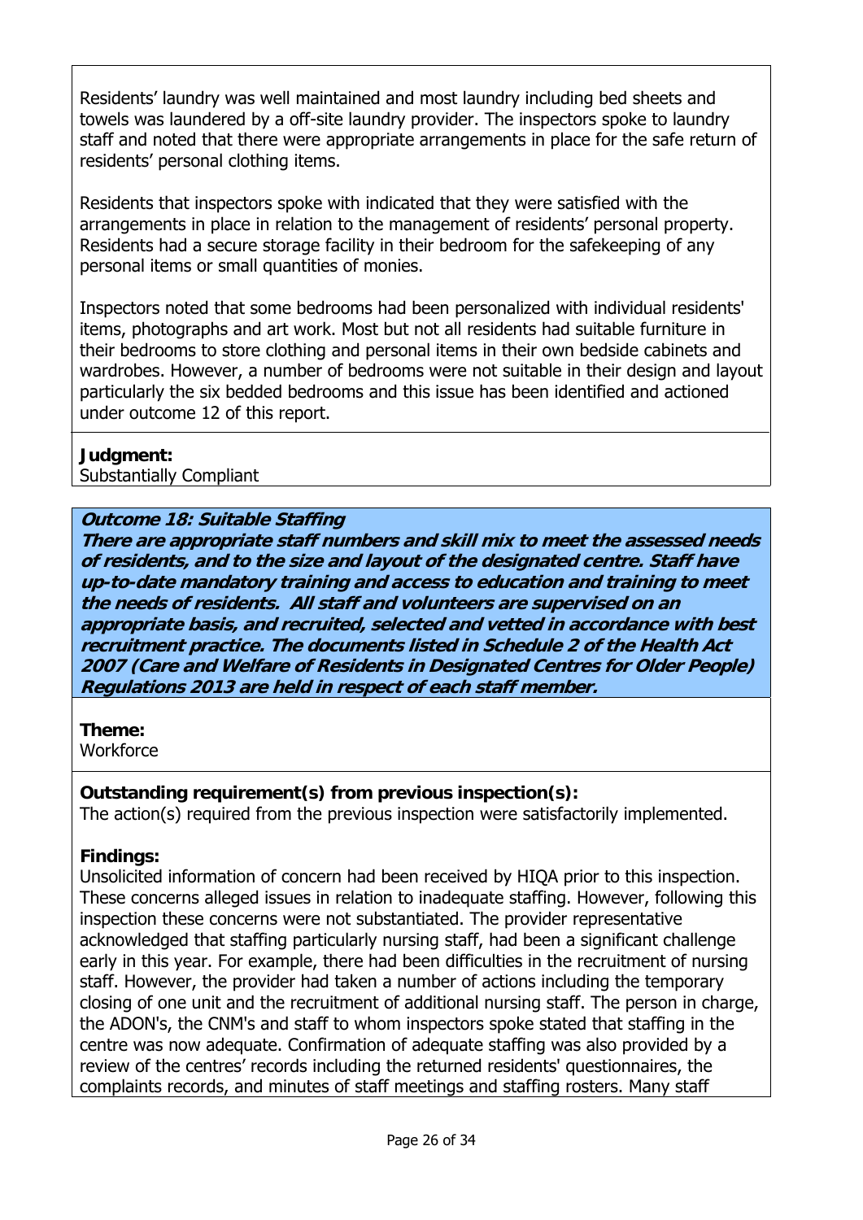Residents' laundry was well maintained and most laundry including bed sheets and towels was laundered by a off-site laundry provider. The inspectors spoke to laundry staff and noted that there were appropriate arrangements in place for the safe return of residents' personal clothing items.

Residents that inspectors spoke with indicated that they were satisfied with the arrangements in place in relation to the management of residents' personal property. Residents had a secure storage facility in their bedroom for the safekeeping of any personal items or small quantities of monies.

Inspectors noted that some bedrooms had been personalized with individual residents' items, photographs and art work. Most but not all residents had suitable furniture in their bedrooms to store clothing and personal items in their own bedside cabinets and wardrobes. However, a number of bedrooms were not suitable in their design and layout particularly the six bedded bedrooms and this issue has been identified and actioned under outcome 12 of this report.

**Judgment:**
Substantially Compliant

***Outcome 18: Suitable Staffing***
***There are appropriate staff numbers and skill mix to meet the assessed needs of residents, and to the size and layout of the designated centre. Staff have up-to-date mandatory training and access to education and training to meet the needs of residents. All staff and volunteers are supervised on an appropriate basis, and recruited, selected and vetted in accordance with best recruitment practice. The documents listed in Schedule 2 of the Health Act 2007 (Care and Welfare of Residents in Designated Centres for Older People) Regulations 2013 are held in respect of each staff member.***

**Theme:**
Workforce

**Outstanding requirement(s) from previous inspection(s):**
The action(s) required from the previous inspection were satisfactorily implemented.

**Findings:**
Unsolicited information of concern had been received by HIQA prior to this inspection. These concerns alleged issues in relation to inadequate staffing. However, following this inspection these concerns were not substantiated. The provider representative acknowledged that staffing particularly nursing staff, had been a significant challenge early in this year. For example, there had been difficulties in the recruitment of nursing staff. However, the provider had taken a number of actions including the temporary closing of one unit and the recruitment of additional nursing staff. The person in charge, the ADON's, the CNM's and staff to whom inspectors spoke stated that staffing in the centre was now adequate. Confirmation of adequate staffing was also provided by a review of the centres' records including the returned residents' questionnaires, the complaints records, and minutes of staff meetings and staffing rosters. Many staff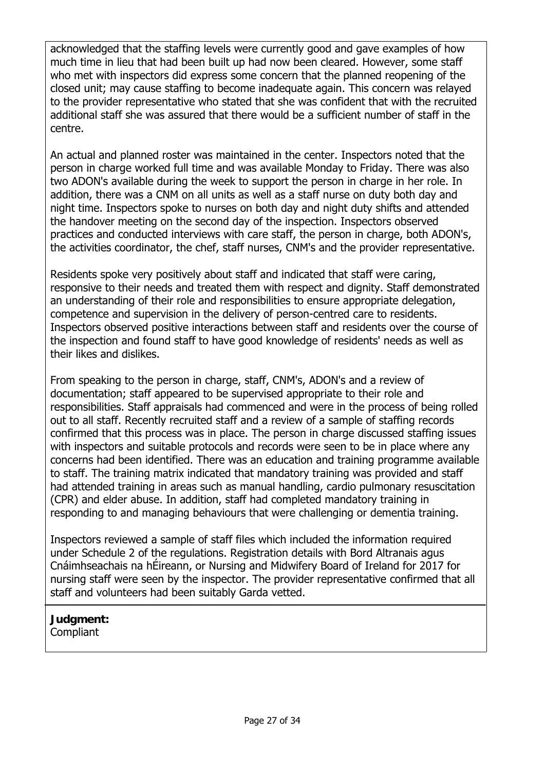acknowledged that the staffing levels were currently good and gave examples of how much time in lieu that had been built up had now been cleared. However, some staff who met with inspectors did express some concern that the planned reopening of the closed unit; may cause staffing to become inadequate again. This concern was relayed to the provider representative who stated that she was confident that with the recruited additional staff she was assured that there would be a sufficient number of staff in the centre.

An actual and planned roster was maintained in the center. Inspectors noted that the person in charge worked full time and was available Monday to Friday. There was also two ADON's available during the week to support the person in charge in her role. In addition, there was a CNM on all units as well as a staff nurse on duty both day and night time. Inspectors spoke to nurses on both day and night duty shifts and attended the handover meeting on the second day of the inspection. Inspectors observed practices and conducted interviews with care staff, the person in charge, both ADON's, the activities coordinator, the chef, staff nurses, CNM's and the provider representative.

Residents spoke very positively about staff and indicated that staff were caring, responsive to their needs and treated them with respect and dignity. Staff demonstrated an understanding of their role and responsibilities to ensure appropriate delegation, competence and supervision in the delivery of person-centred care to residents. Inspectors observed positive interactions between staff and residents over the course of the inspection and found staff to have good knowledge of residents' needs as well as their likes and dislikes.

From speaking to the person in charge, staff, CNM's, ADON's and a review of documentation; staff appeared to be supervised appropriate to their role and responsibilities. Staff appraisals had commenced and were in the process of being rolled out to all staff. Recently recruited staff and a review of a sample of staffing records confirmed that this process was in place. The person in charge discussed staffing issues with inspectors and suitable protocols and records were seen to be in place where any concerns had been identified. There was an education and training programme available to staff. The training matrix indicated that mandatory training was provided and staff had attended training in areas such as manual handling, cardio pulmonary resuscitation (CPR) and elder abuse. In addition, staff had completed mandatory training in responding to and managing behaviours that were challenging or dementia training.

Inspectors reviewed a sample of staff files which included the information required under Schedule 2 of the regulations. Registration details with Bord Altranais agus Cnáimhseachais na hÉireann, or Nursing and Midwifery Board of Ireland for 2017 for nursing staff were seen by the inspector. The provider representative confirmed that all staff and volunteers had been suitably Garda vetted.

**Judgment:**
Compliant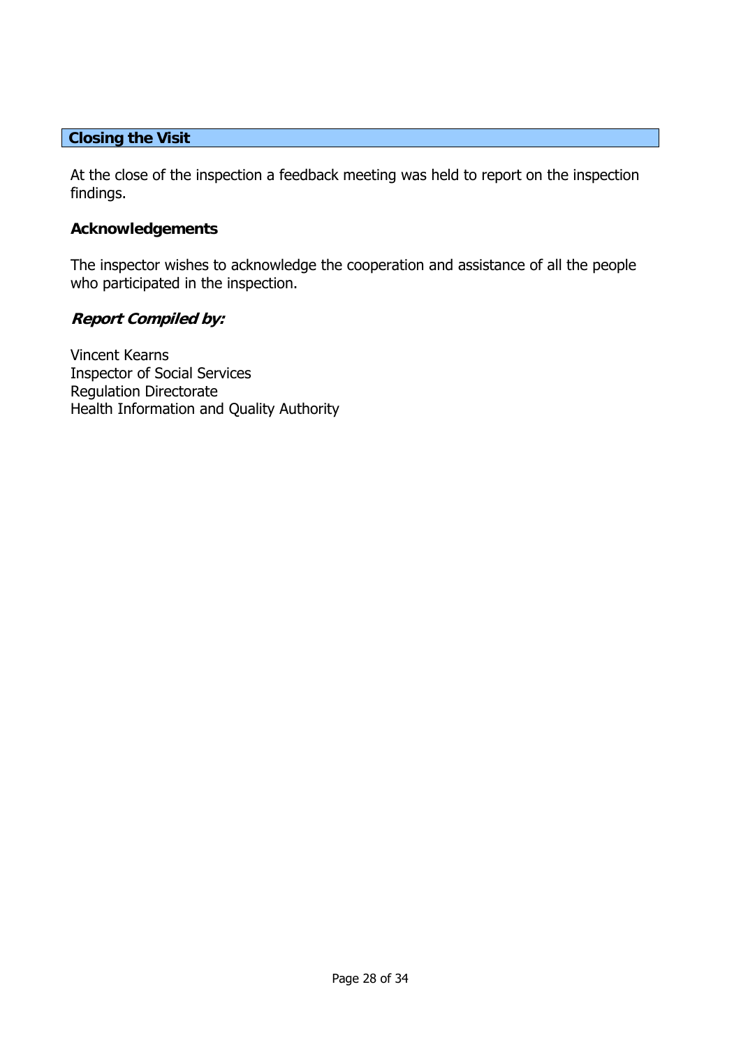## Closing the Visit

At the close of the inspection a feedback meeting was held to report on the inspection findings.

### Acknowledgements

The inspector wishes to acknowledge the cooperation and assistance of all the people who participated in the inspection.

### *Report Compiled by:*

Vincent Kearns
Inspector of Social Services
Regulation Directorate
Health Information and Quality Authority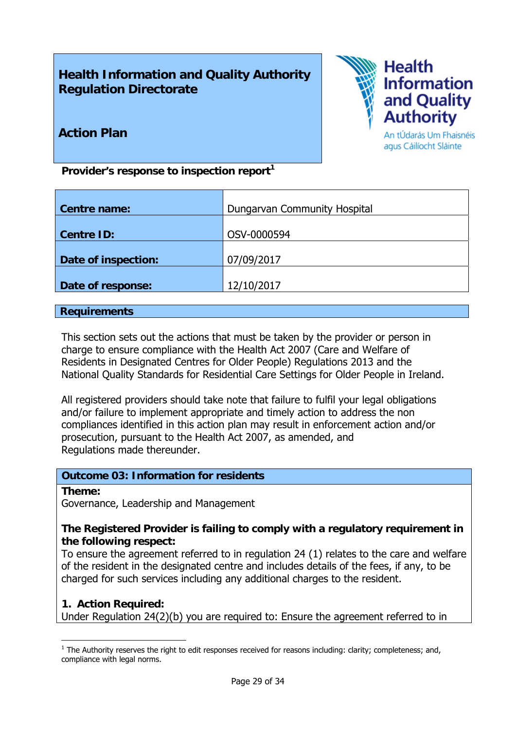# Health Information and Quality Authority Regulation Directorate

## Action Plan

Health Information and Quality Authority
An tÚdarás Um Fhaisnéis agus Cáilíocht Sláinte

**Provider's response to inspection report**[1]

| | |
|---|---|
| **Centre name:** | Dungarvan Community Hospital |
| **Centre ID:** | OSV-0000594 |
| **Date of inspection:** | 07/09/2017 |
| **Date of response:** | 12/10/2017 |

## Requirements

This section sets out the actions that must be taken by the provider or person in charge to ensure compliance with the Health Act 2007 (Care and Welfare of Residents in Designated Centres for Older People) Regulations 2013 and the National Quality Standards for Residential Care Settings for Older People in Ireland.

All registered providers should take note that failure to fulfil your legal obligations and/or failure to implement appropriate and timely action to address the non compliances identified in this action plan may result in enforcement action and/or prosecution, pursuant to the Health Act 2007, as amended, and Regulations made thereunder.

### Outcome 03: Information for residents

**Theme:**
Governance, Leadership and Management

**The Registered Provider is failing to comply with a regulatory requirement in the following respect:**
To ensure the agreement referred to in regulation 24 (1) relates to the care and welfare of the resident in the designated centre and includes details of the fees, if any, to be charged for such services including any additional charges to the resident.

**1. Action Required:**
Under Regulation 24(2)(b) you are required to: Ensure the agreement referred to in

[1] The Authority reserves the right to edit responses received for reasons including: clarity; completeness; and, compliance with legal norms.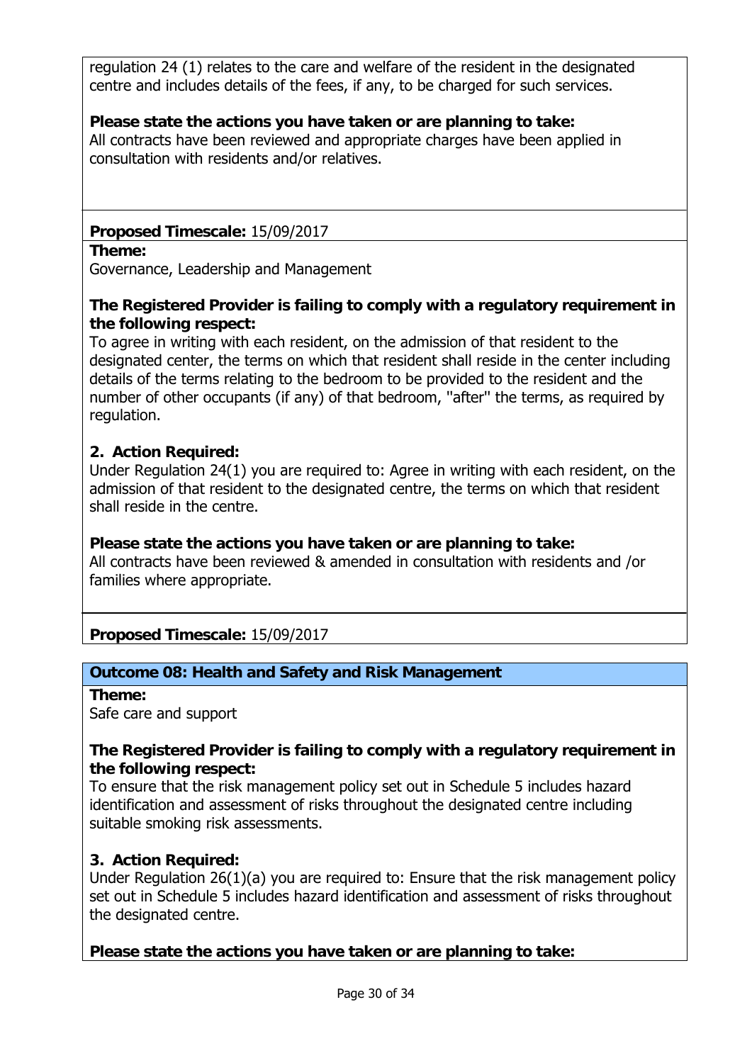regulation 24 (1) relates to the care and welfare of the resident in the designated centre and includes details of the fees, if any, to be charged for such services.

**Please state the actions you have taken or are planning to take:**
All contracts have been reviewed and appropriate charges have been applied in consultation with residents and/or relatives.

**Proposed Timescale:** 15/09/2017

**Theme:**
Governance, Leadership and Management

**The Registered Provider is failing to comply with a regulatory requirement in the following respect:**
To agree in writing with each resident, on the admission of that resident to the designated center, the terms on which that resident shall reside in the center including details of the terms relating to the bedroom to be provided to the resident and the number of other occupants (if any) of that bedroom, ''after'' the terms, as required by regulation.

**2. Action Required:**
Under Regulation 24(1) you are required to: Agree in writing with each resident, on the admission of that resident to the designated centre, the terms on which that resident shall reside in the centre.

**Please state the actions you have taken or are planning to take:**
All contracts have been reviewed & amended in consultation with residents and /or families where appropriate.

**Proposed Timescale:** 15/09/2017

**Outcome 08: Health and Safety and Risk Management**

**Theme:**
Safe care and support

**The Registered Provider is failing to comply with a regulatory requirement in the following respect:**
To ensure that the risk management policy set out in Schedule 5 includes hazard identification and assessment of risks throughout the designated centre including suitable smoking risk assessments.

**3. Action Required:**
Under Regulation 26(1)(a) you are required to: Ensure that the risk management policy set out in Schedule 5 includes hazard identification and assessment of risks throughout the designated centre.

**Please state the actions you have taken or are planning to take:**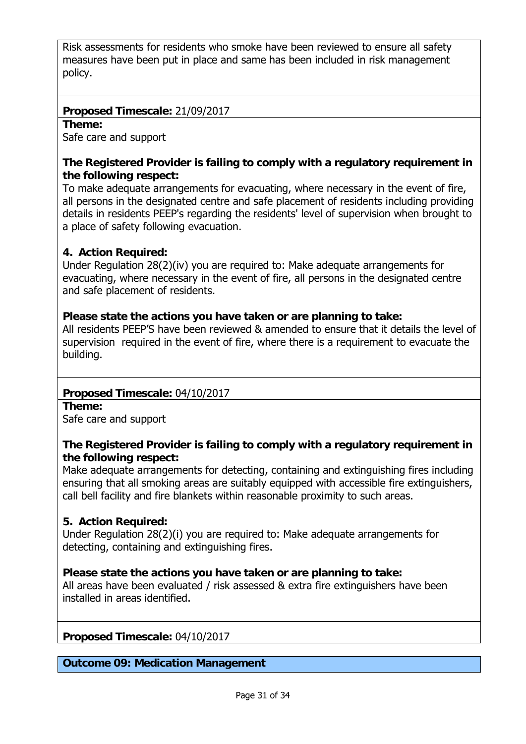Risk assessments for residents who smoke have been reviewed to ensure all safety measures have been put in place and same has been included in risk management policy.

**Proposed Timescale:** 21/09/2017

**Theme:**
Safe care and support

**The Registered Provider is failing to comply with a regulatory requirement in the following respect:**
To make adequate arrangements for evacuating, where necessary in the event of fire, all persons in the designated centre and safe placement of residents including providing details in residents PEEP's regarding the residents' level of supervision when brought to a place of safety following evacuation.

**4. Action Required:**
Under Regulation 28(2)(iv) you are required to: Make adequate arrangements for evacuating, where necessary in the event of fire, all persons in the designated centre and safe placement of residents.

**Please state the actions you have taken or are planning to take:**
All residents PEEP'S have been reviewed & amended to ensure that it details the level of supervision required in the event of fire, where there is a requirement to evacuate the building.

**Proposed Timescale:** 04/10/2017

**Theme:**
Safe care and support

**The Registered Provider is failing to comply with a regulatory requirement in the following respect:**
Make adequate arrangements for detecting, containing and extinguishing fires including ensuring that all smoking areas are suitably equipped with accessible fire extinguishers, call bell facility and fire blankets within reasonable proximity to such areas.

**5. Action Required:**
Under Regulation 28(2)(i) you are required to: Make adequate arrangements for detecting, containing and extinguishing fires.

**Please state the actions you have taken or are planning to take:**
All areas have been evaluated / risk assessed & extra fire extinguishers have been installed in areas identified.

**Proposed Timescale:** 04/10/2017

## Outcome 09: Medication Management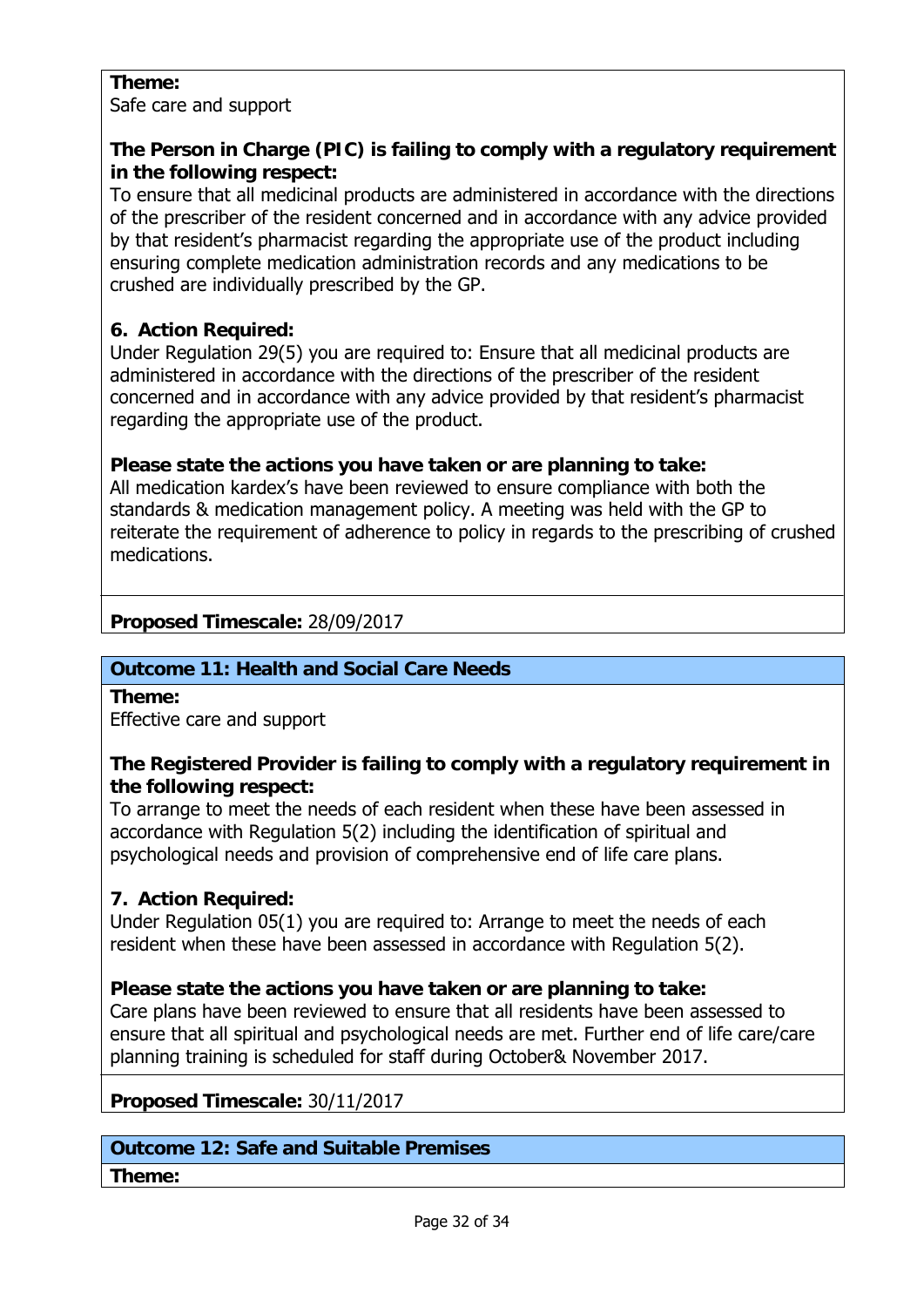**Theme:**
Safe care and support

**The Person in Charge (PIC) is failing to comply with a regulatory requirement in the following respect:**
To ensure that all medicinal products are administered in accordance with the directions of the prescriber of the resident concerned and in accordance with any advice provided by that resident's pharmacist regarding the appropriate use of the product including ensuring complete medication administration records and any medications to be crushed are individually prescribed by the GP.

**6. Action Required:**
Under Regulation 29(5) you are required to: Ensure that all medicinal products are administered in accordance with the directions of the prescriber of the resident concerned and in accordance with any advice provided by that resident's pharmacist regarding the appropriate use of the product.

**Please state the actions you have taken or are planning to take:**
All medication kardex's have been reviewed to ensure compliance with both the standards & medication management policy. A meeting was held with the GP to reiterate the requirement of adherence to policy in regards to the prescribing of crushed medications.

**Proposed Timescale:** 28/09/2017

## Outcome 11: Health and Social Care Needs

**Theme:**
Effective care and support

**The Registered Provider is failing to comply with a regulatory requirement in the following respect:**
To arrange to meet the needs of each resident when these have been assessed in accordance with Regulation 5(2) including the identification of spiritual and psychological needs and provision of comprehensive end of life care plans.

**7. Action Required:**
Under Regulation 05(1) you are required to: Arrange to meet the needs of each resident when these have been assessed in accordance with Regulation 5(2).

**Please state the actions you have taken or are planning to take:**
Care plans have been reviewed to ensure that all residents have been assessed to ensure that all spiritual and psychological needs are met. Further end of life care/care planning training is scheduled for staff during October& November 2017.

**Proposed Timescale:** 30/11/2017

## Outcome 12: Safe and Suitable Premises

**Theme:**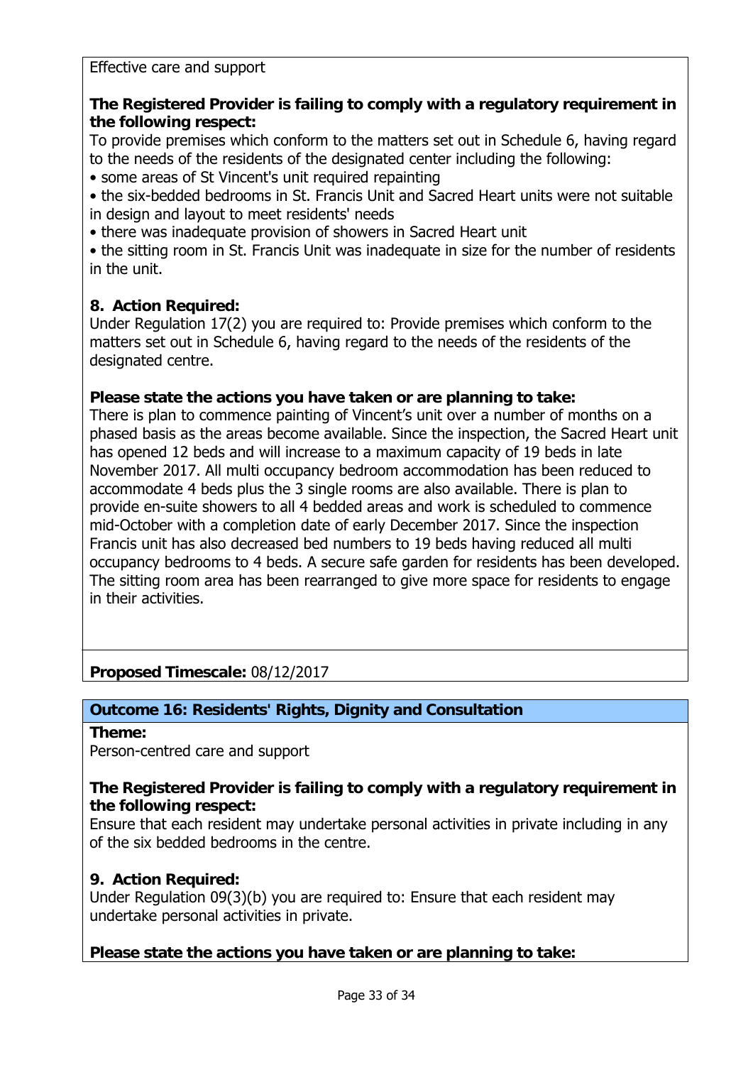Effective care and support

**The Registered Provider is failing to comply with a regulatory requirement in the following respect:**
To provide premises which conform to the matters set out in Schedule 6, having regard to the needs of the residents of the designated center including the following:

- some areas of St Vincent's unit required repainting
- the six-bedded bedrooms in St. Francis Unit and Sacred Heart units were not suitable in design and layout to meet residents' needs
- there was inadequate provision of showers in Sacred Heart unit
- the sitting room in St. Francis Unit was inadequate in size for the number of residents in the unit.

**8. Action Required:**
Under Regulation 17(2) you are required to: Provide premises which conform to the matters set out in Schedule 6, having regard to the needs of the residents of the designated centre.

**Please state the actions you have taken or are planning to take:**
There is plan to commence painting of Vincent's unit over a number of months on a phased basis as the areas become available. Since the inspection, the Sacred Heart unit has opened 12 beds and will increase to a maximum capacity of 19 beds in late November 2017. All multi occupancy bedroom accommodation has been reduced to accommodate 4 beds plus the 3 single rooms are also available. There is plan to provide en-suite showers to all 4 bedded areas and work is scheduled to commence mid-October with a completion date of early December 2017. Since the inspection Francis unit has also decreased bed numbers to 19 beds having reduced all multi occupancy bedrooms to 4 beds. A secure safe garden for residents has been developed. The sitting room area has been rearranged to give more space for residents to engage in their activities.

**Proposed Timescale:** 08/12/2017

## Outcome 16: Residents' Rights, Dignity and Consultation

**Theme:**
Person-centred care and support

**The Registered Provider is failing to comply with a regulatory requirement in the following respect:**
Ensure that each resident may undertake personal activities in private including in any of the six bedded bedrooms in the centre.

**9. Action Required:**
Under Regulation 09(3)(b) you are required to: Ensure that each resident may undertake personal activities in private.

**Please state the actions you have taken or are planning to take:**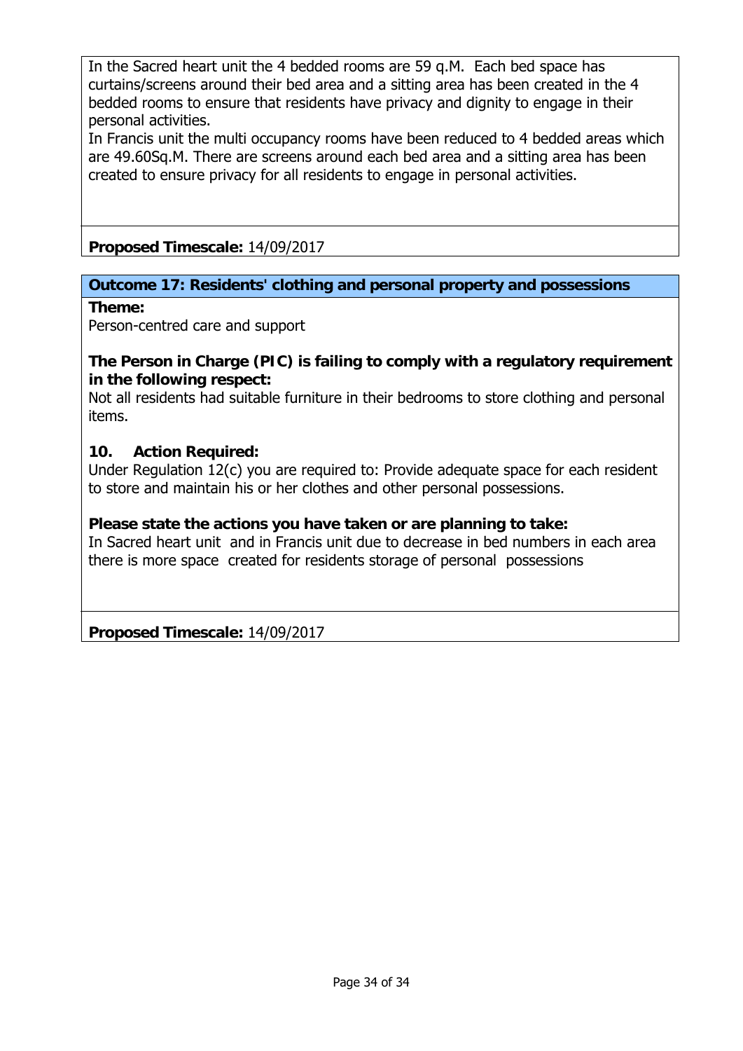In the Sacred heart unit the 4 bedded rooms are 59 q.M. Each bed space has curtains/screens around their bed area and a sitting area has been created in the 4 bedded rooms to ensure that residents have privacy and dignity to engage in their personal activities.
In Francis unit the multi occupancy rooms have been reduced to 4 bedded areas which are 49.60Sq.M. There are screens around each bed area and a sitting area has been created to ensure privacy for all residents to engage in personal activities.

**Proposed Timescale:** 14/09/2017

### Outcome 17: Residents' clothing and personal property and possessions

**Theme:**
Person-centred care and support

**The Person in Charge (PIC) is failing to comply with a regulatory requirement in the following respect:**
Not all residents had suitable furniture in their bedrooms to store clothing and personal items.

**10. Action Required:**
Under Regulation 12(c) you are required to: Provide adequate space for each resident to store and maintain his or her clothes and other personal possessions.

**Please state the actions you have taken or are planning to take:**
In Sacred heart unit and in Francis unit due to decrease in bed numbers in each area there is more space created for residents storage of personal possessions

**Proposed Timescale:** 14/09/2017